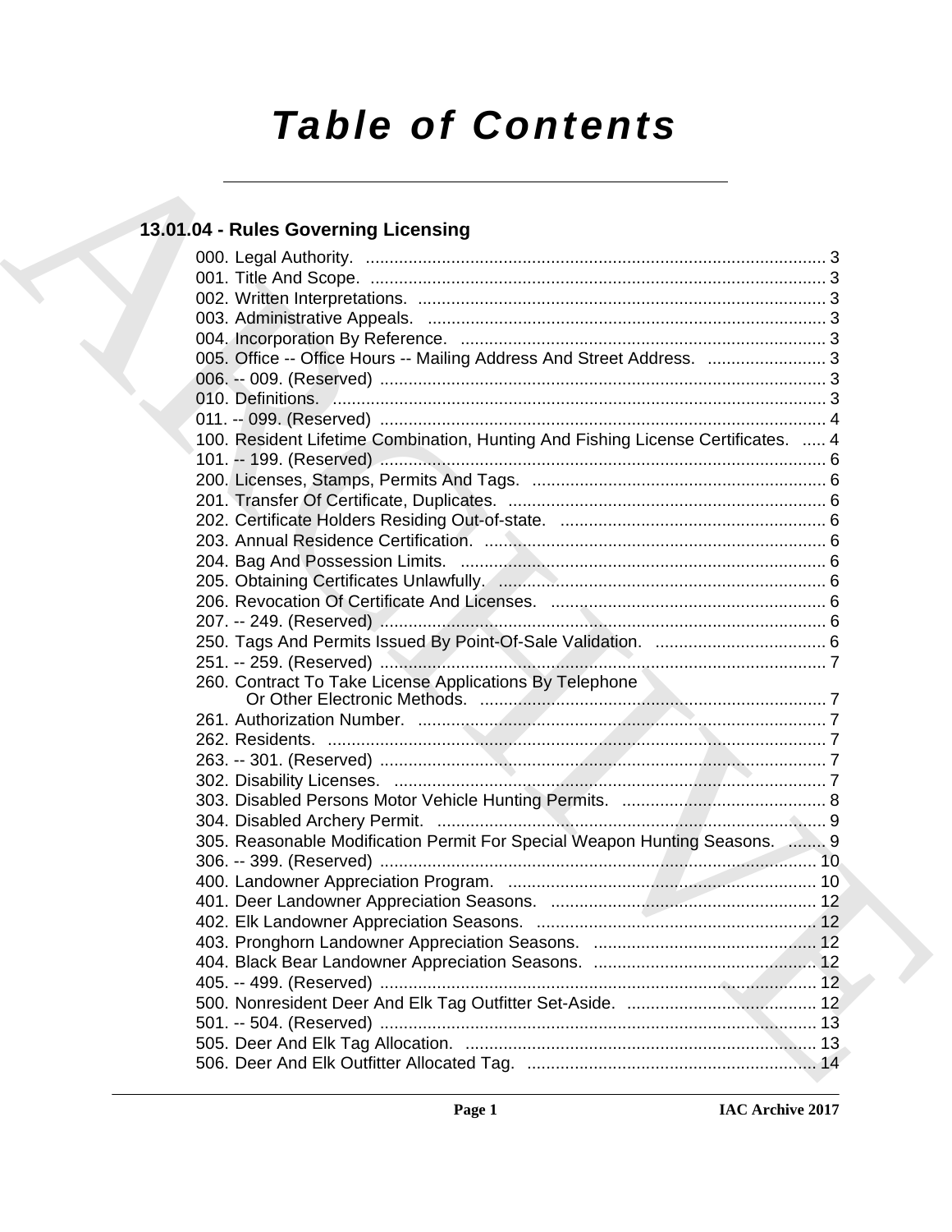# Table of Contents

## 13.01.04 - Rules Governing Licensing

000. Legal Authority. ........................................................................................ 3
001. Title And Scope. ........................................................................................ 3
002. Written Interpretations. ........................................................................................ 3
003. Administrative Appeals. ........................................................................................ 3
004. Incorporation By Reference. ........................................................................................ 3
005. Office -- Office Hours -- Mailing Address And Street Address. ........................................ 3
006. -- 009. (Reserved) ........................................................................................ 3
010. Definitions. ........................................................................................ 3
011. -- 099. (Reserved) ........................................................................................ 4
100. Resident Lifetime Combination, Hunting And Fishing License Certificates. ..... 4
101. -- 199. (Reserved) ........................................................................................ 6
200. Licenses, Stamps, Permits And Tags. ........................................................................................ 6
201. Transfer Of Certificate, Duplicates. ........................................................................................ 6
202. Certificate Holders Residing Out-of-state. ........................................................................................ 6
203. Annual Residence Certification. ........................................................................................ 6
204. Bag And Possession Limits. ........................................................................................ 6
205. Obtaining Certificates Unlawfully. ........................................................................................ 6
206. Revocation Of Certificate And Licenses. ........................................................................................ 6
207. -- 249. (Reserved) ........................................................................................ 6
250. Tags And Permits Issued By Point-Of-Sale Validation. ........................................ 6
251. -- 259. (Reserved) ........................................................................................ 7
260. Contract To Take License Applications By Telephone Or Other Electronic Methods. ........................................ 7
261. Authorization Number. ........................................................................................ 7
262. Residents. ........................................................................................ 7
263. -- 301. (Reserved) ........................................................................................ 7
302. Disability Licenses. ........................................................................................ 7
303. Disabled Persons Motor Vehicle Hunting Permits. ........................................ 8
304. Disabled Archery Permit. ........................................................................................ 9
305. Reasonable Modification Permit For Special Weapon Hunting Seasons. ........ 9
306. -- 399. (Reserved) ........................................................................................ 10
400. Landowner Appreciation Program. ........................................................................................ 10
401. Deer Landowner Appreciation Seasons. ........................................................................................ 12
402. Elk Landowner Appreciation Seasons. ........................................................................................ 12
403. Pronghorn Landowner Appreciation Seasons. ........................................................................................ 12
404. Black Bear Landowner Appreciation Seasons. ........................................................................................ 12
405. -- 499. (Reserved) ........................................................................................ 12
500. Nonresident Deer And Elk Tag Outfitter Set-Aside. ........................................ 12
501. -- 504. (Reserved) ........................................................................................ 13
505. Deer And Elk Tag Allocation. ........................................................................................ 13
506. Deer And Elk Outfitter Allocated Tag. ........................................................................................ 14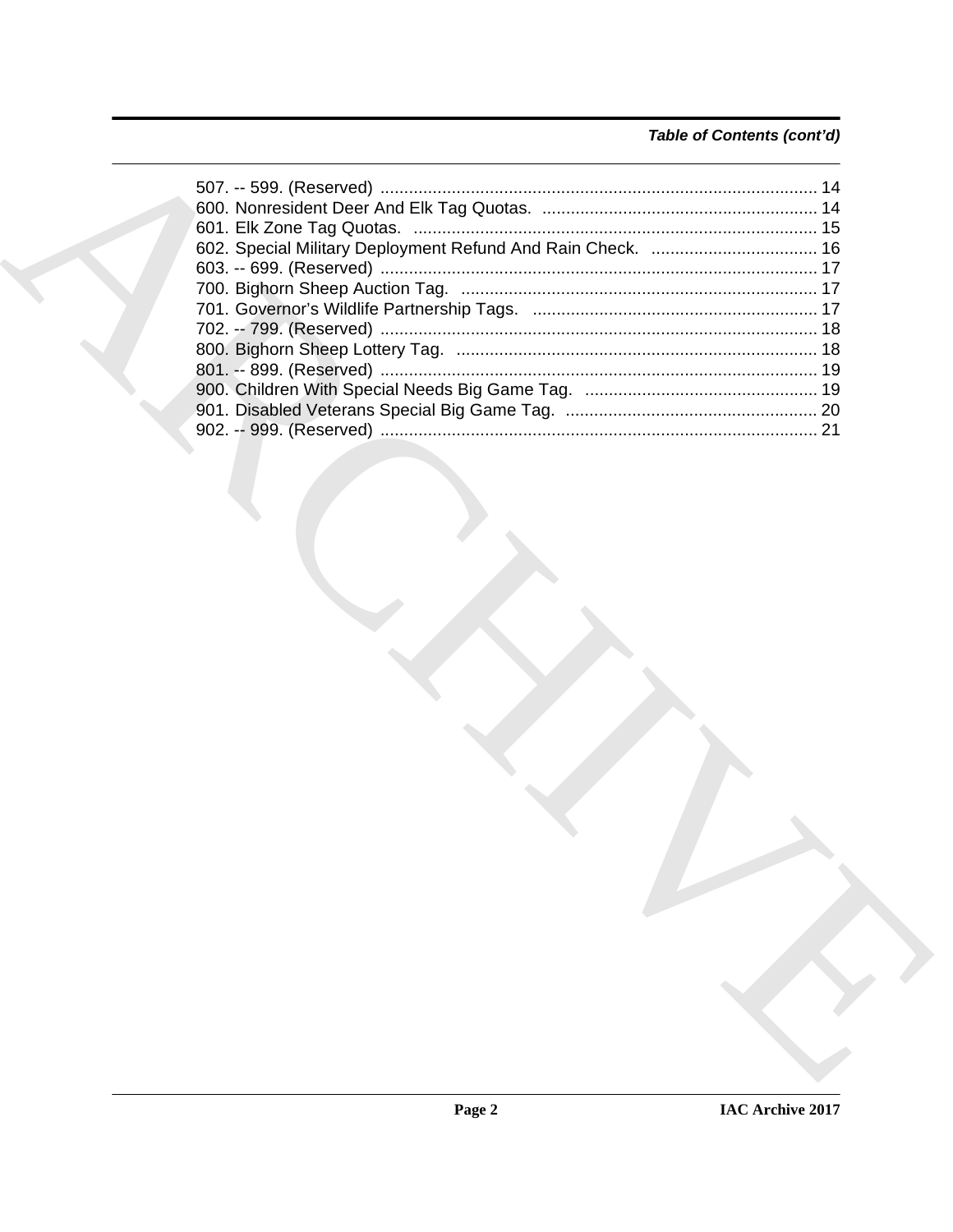*Table of Contents (cont'd)*

507. -- 599. (Reserved) ........................................................................................... 14
600. Nonresident Deer And Elk Tag Quotas. ......................................................... 14
601. Elk Zone Tag Quotas. .................................................................................... 15
602. Special Military Deployment Refund And Rain Check. ................................... 16
603. -- 699. (Reserved) ........................................................................................... 17
700. Bighorn Sheep Auction Tag. .......................................................................... 17
701. Governor's Wildlife Partnership Tags. ........................................................... 17
702. -- 799. (Reserved) ........................................................................................... 18
800. Bighorn Sheep Lottery Tag. ............................................................................ 18
801. -- 899. (Reserved) ........................................................................................... 19
900. Children With Special Needs Big Game Tag. ................................................. 19
901. Disabled Veterans Special Big Game Tag. ..................................................... 20
902. -- 999. (Reserved) ........................................................................................... 21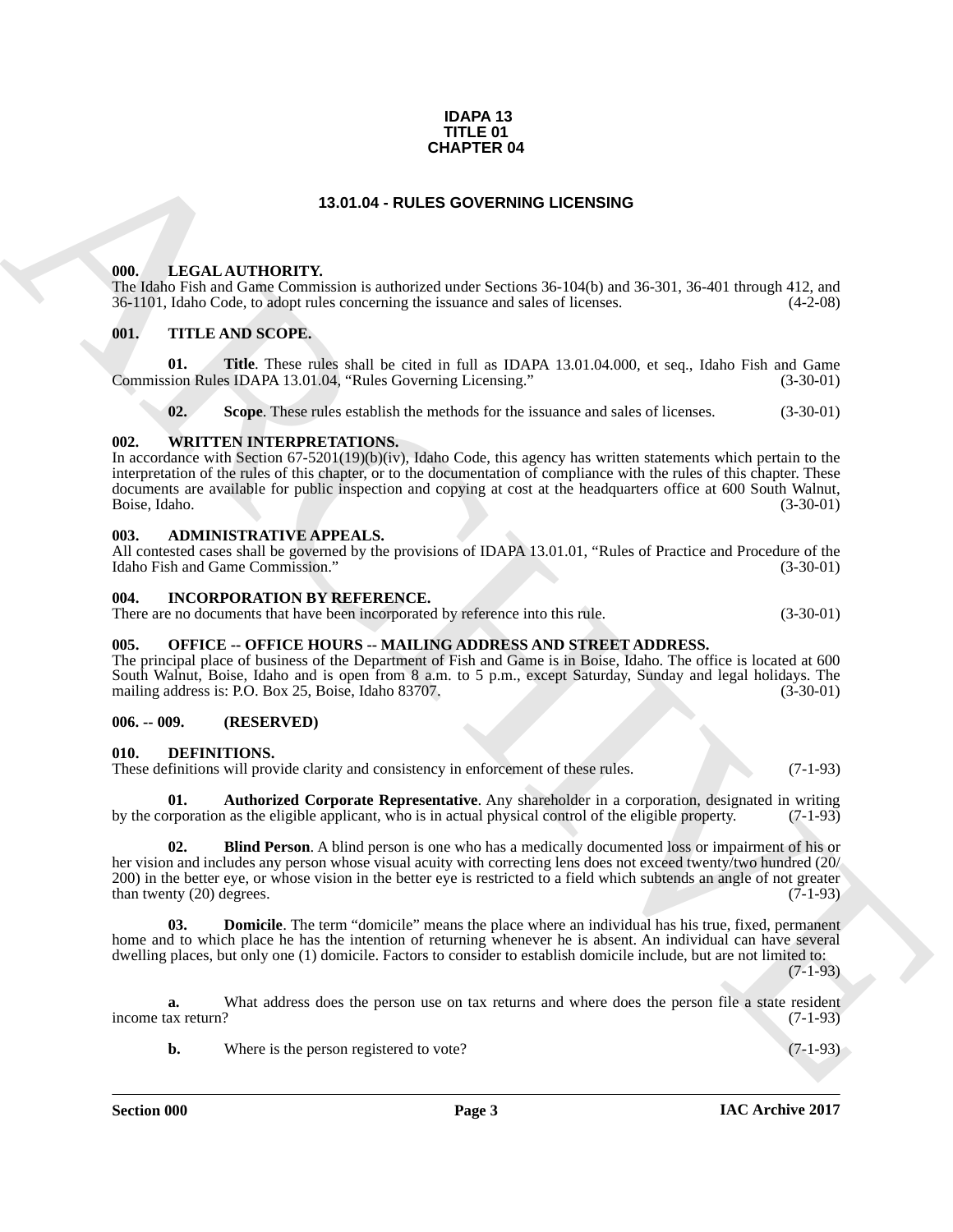**IDAPA 13**
**TITLE 01**
**CHAPTER 04**

# 13.01.04 - RULES GOVERNING LICENSING

## 000. LEGAL AUTHORITY.

The Idaho Fish and Game Commission is authorized under Sections 36-104(b) and 36-301, 36-401 through 412, and 36-1101, Idaho Code, to adopt rules concerning the issuance and sales of licenses. (4-2-08)

## 001. TITLE AND SCOPE.

**01. Title**. These rules shall be cited in full as IDAPA 13.01.04.000, et seq., Idaho Fish and Game Commission Rules IDAPA 13.01.04, "Rules Governing Licensing." (3-30-01)

**02. Scope**. These rules establish the methods for the issuance and sales of licenses. (3-30-01)

## 002. WRITTEN INTERPRETATIONS.

In accordance with Section 67-5201(19)(b)(iv), Idaho Code, this agency has written statements which pertain to the interpretation of the rules of this chapter, or to the documentation of compliance with the rules of this chapter. These documents are available for public inspection and copying at cost at the headquarters office at 600 South Walnut, Boise, Idaho. (3-30-01)

## 003. ADMINISTRATIVE APPEALS.

All contested cases shall be governed by the provisions of IDAPA 13.01.01, "Rules of Practice and Procedure of the Idaho Fish and Game Commission." (3-30-01)

## 004. INCORPORATION BY REFERENCE.

There are no documents that have been incorporated by reference into this rule. (3-30-01)

## 005. OFFICE -- OFFICE HOURS -- MAILING ADDRESS AND STREET ADDRESS.

The principal place of business of the Department of Fish and Game is in Boise, Idaho. The office is located at 600 South Walnut, Boise, Idaho and is open from 8 a.m. to 5 p.m., except Saturday, Sunday and legal holidays. The mailing address is: P.O. Box 25, Boise, Idaho 83707. (3-30-01)

## 006. -- 009. (RESERVED)

## 010. DEFINITIONS.

These definitions will provide clarity and consistency in enforcement of these rules. (7-1-93)

**01. Authorized Corporate Representative**. Any shareholder in a corporation, designated in writing by the corporation as the eligible applicant, who is in actual physical control of the eligible property. (7-1-93)

**02. Blind Person**. A blind person is one who has a medically documented loss or impairment of his or her vision and includes any person whose visual acuity with correcting lens does not exceed twenty/two hundred (20/200) in the better eye, or whose vision in the better eye is restricted to a field which subtends an angle of not greater than twenty (20) degrees. (7-1-93)

**03. Domicile**. The term "domicile" means the place where an individual has his true, fixed, permanent home and to which place he has the intention of returning whenever he is absent. An individual can have several dwelling places, but only one (1) domicile. Factors to consider to establish domicile include, but are not limited to: (7-1-93)

**a.** What address does the person use on tax returns and where does the person file a state resident income tax return? (7-1-93)

**b.** Where is the person registered to vote? (7-1-93)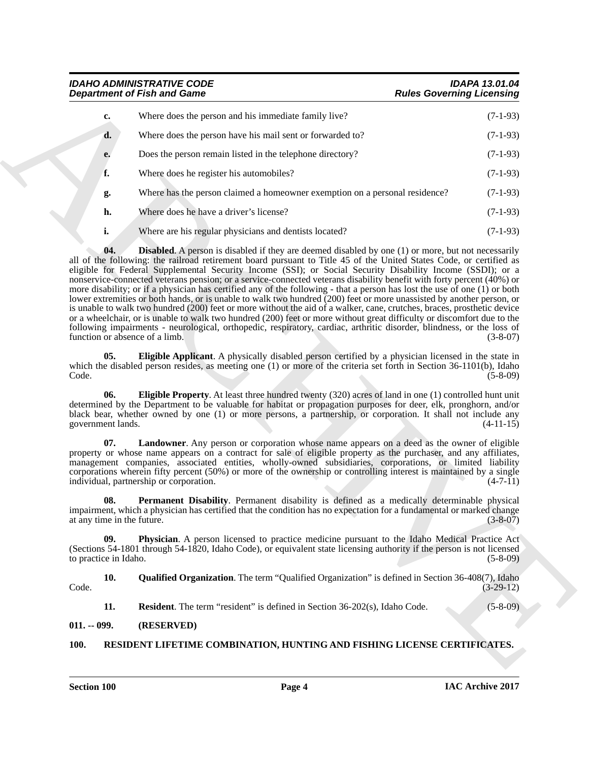**c.** Where does the person and his immediate family live? (7-1-93)

**d.** Where does the person have his mail sent or forwarded to? (7-1-93)

**e.** Does the person remain listed in the telephone directory? (7-1-93)

**f.** Where does he register his automobiles? (7-1-93)

**g.** Where has the person claimed a homeowner exemption on a personal residence? (7-1-93)

**h.** Where does he have a driver's license? (7-1-93)

**i.** Where are his regular physicians and dentists located? (7-1-93)

**04. Disabled**. A person is disabled if they are deemed disabled by one (1) or more, but not necessarily all of the following: the railroad retirement board pursuant to Title 45 of the United States Code, or certified as eligible for Federal Supplemental Security Income (SSI); or Social Security Disability Income (SSDI); or a nonservice-connected veterans pension; or a service-connected veterans disability benefit with forty percent (40%) or more disability; or if a physician has certified any of the following - that a person has lost the use of one (1) or both lower extremities or both hands, or is unable to walk two hundred (200) feet or more unassisted by another person, or is unable to walk two hundred (200) feet or more without the aid of a walker, cane, crutches, braces, prosthetic device or a wheelchair, or is unable to walk two hundred (200) feet or more without great difficulty or discomfort due to the following impairments - neurological, orthopedic, respiratory, cardiac, arthritic disorder, blindness, or the loss of function or absence of a limb. (3-8-07)

**05. Eligible Applicant**. A physically disabled person certified by a physician licensed in the state in which the disabled person resides, as meeting one (1) or more of the criteria set forth in Section 36-1101(b), Idaho Code. (5-8-09)

**06. Eligible Property**. At least three hundred twenty (320) acres of land in one (1) controlled hunt unit determined by the Department to be valuable for habitat or propagation purposes for deer, elk, pronghorn, and/or black bear, whether owned by one (1) or more persons, a partnership, or corporation. It shall not include any government lands. (4-11-15)

**07. Landowner**. Any person or corporation whose name appears on a deed as the owner of eligible property or whose name appears on a contract for sale of eligible property as the purchaser, and any affiliates, management companies, associated entities, wholly-owned subsidiaries, corporations, or limited liability corporations wherein fifty percent (50%) or more of the ownership or controlling interest is maintained by a single individual, partnership or corporation. (4-7-11)

**08. Permanent Disability**. Permanent disability is defined as a medically determinable physical impairment, which a physician has certified that the condition has no expectation for a fundamental or marked change at any time in the future. (3-8-07)

**09. Physician**. A person licensed to practice medicine pursuant to the Idaho Medical Practice Act (Sections 54-1801 through 54-1820, Idaho Code), or equivalent state licensing authority if the person is not licensed to practice in Idaho. (5-8-09)

**10. Qualified Organization**. The term "Qualified Organization" is defined in Section 36-408(7), Idaho Code. (3-29-12)

**11. Resident**. The term "resident" is defined in Section 36-202(s), Idaho Code. (5-8-09)

**011. -- 099. (RESERVED)**

**100. RESIDENT LIFETIME COMBINATION, HUNTING AND FISHING LICENSE CERTIFICATES.**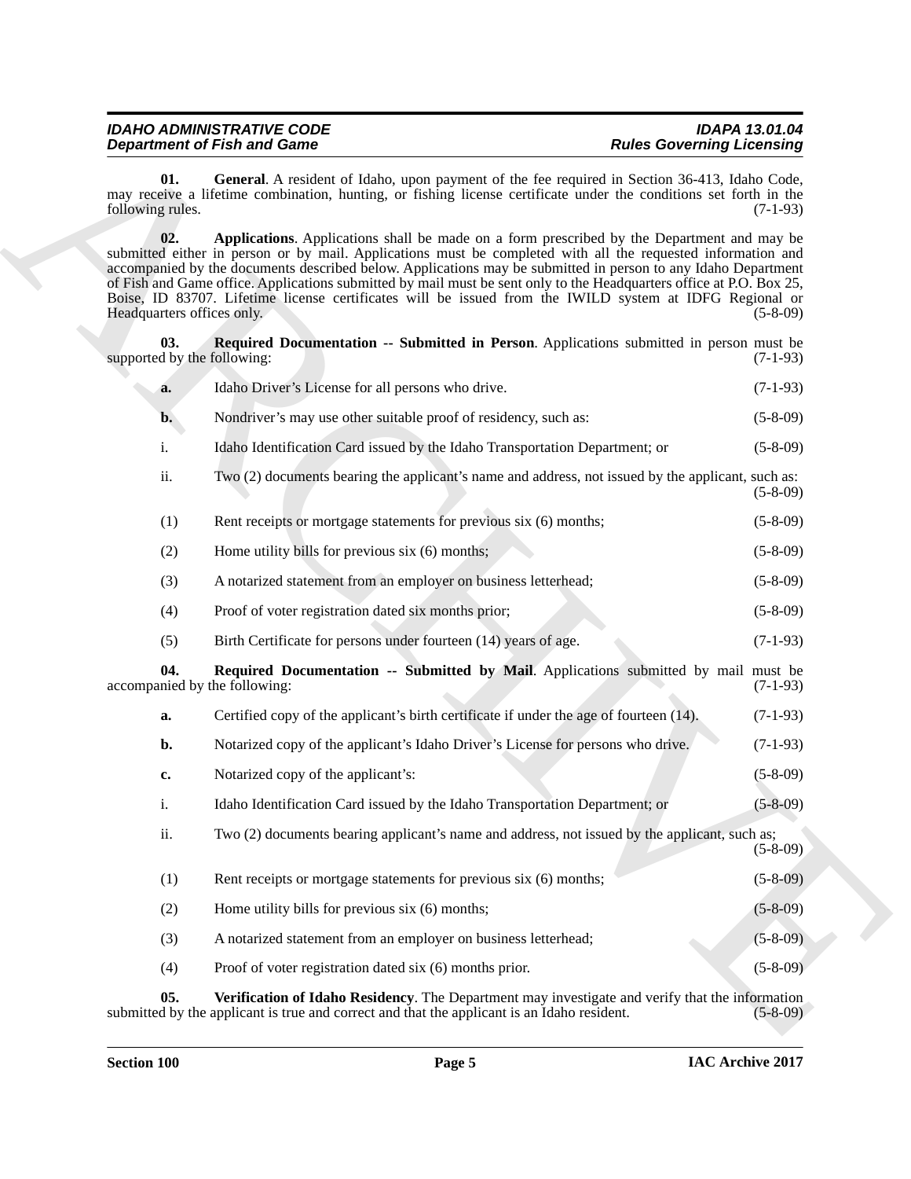**01. General**. A resident of Idaho, upon payment of the fee required in Section 36-413, Idaho Code, may receive a lifetime combination, hunting, or fishing license certificate under the conditions set forth in the following rules. (7-1-93)

**02. Applications**. Applications shall be made on a form prescribed by the Department and may be submitted either in person or by mail. Applications must be completed with all the requested information and accompanied by the documents described below. Applications may be submitted in person to any Idaho Department of Fish and Game office. Applications submitted by mail must be sent only to the Headquarters office at P.O. Box 25, Boise, ID 83707. Lifetime license certificates will be issued from the IWILD system at IDFG Regional or Headquarters offices only. (5-8-09)

**03. Required Documentation -- Submitted in Person**. Applications submitted in person must be supported by the following: (7-1-93)

**a.** Idaho Driver's License for all persons who drive. (7-1-93)

**b.** Nondriver's may use other suitable proof of residency, such as: (5-8-09)

i. Idaho Identification Card issued by the Idaho Transportation Department; or (5-8-09)

ii. Two (2) documents bearing the applicant's name and address, not issued by the applicant, such as: (5-8-09)

(1) Rent receipts or mortgage statements for previous six (6) months; (5-8-09)

(2) Home utility bills for previous six (6) months; (5-8-09)

(3) A notarized statement from an employer on business letterhead; (5-8-09)

(4) Proof of voter registration dated six months prior; (5-8-09)

(5) Birth Certificate for persons under fourteen (14) years of age. (7-1-93)

**04. Required Documentation -- Submitted by Mail**. Applications submitted by mail must be accompanied by the following: (7-1-93)

**a.** Certified copy of the applicant's birth certificate if under the age of fourteen (14). (7-1-93)

**b.** Notarized copy of the applicant's Idaho Driver's License for persons who drive. (7-1-93)

**c.** Notarized copy of the applicant's: (5-8-09)

i. Idaho Identification Card issued by the Idaho Transportation Department; or (5-8-09)

ii. Two (2) documents bearing applicant's name and address, not issued by the applicant, such as; (5-8-09)

(1) Rent receipts or mortgage statements for previous six (6) months; (5-8-09)

(2) Home utility bills for previous six (6) months; (5-8-09)

(3) A notarized statement from an employer on business letterhead; (5-8-09)

(4) Proof of voter registration dated six (6) months prior. (5-8-09)

**05. Verification of Idaho Residency**. The Department may investigate and verify that the information submitted by the applicant is true and correct and that the applicant is an Idaho resident. (5-8-09)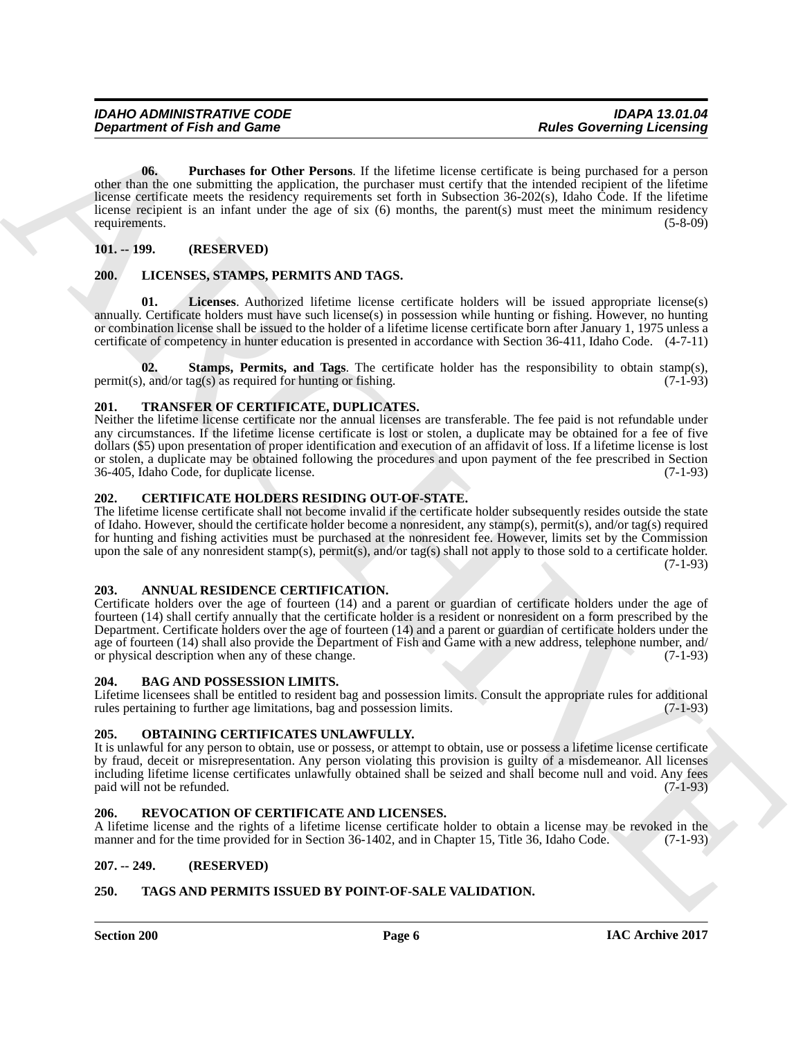**06. Purchases for Other Persons**. If the lifetime license certificate is being purchased for a person other than the one submitting the application, the purchaser must certify that the intended recipient of the lifetime license certificate meets the residency requirements set forth in Subsection 36-202(s), Idaho Code. If the lifetime license recipient is an infant under the age of six (6) months, the parent(s) must meet the minimum residency requirements. (5-8-09)

## 101. -- 199. (RESERVED)

## 200. LICENSES, STAMPS, PERMITS AND TAGS.

**01. Licenses**. Authorized lifetime license certificate holders will be issued appropriate license(s) annually. Certificate holders must have such license(s) in possession while hunting or fishing. However, no hunting or combination license shall be issued to the holder of a lifetime license certificate born after January 1, 1975 unless a certificate of competency in hunter education is presented in accordance with Section 36-411, Idaho Code. (4-7-11)

**02. Stamps, Permits, and Tags**. The certificate holder has the responsibility to obtain stamp(s), permit(s), and/or tag(s) as required for hunting or fishing. (7-1-93)

## 201. TRANSFER OF CERTIFICATE, DUPLICATES.

Neither the lifetime license certificate nor the annual licenses are transferable. The fee paid is not refundable under any circumstances. If the lifetime license certificate is lost or stolen, a duplicate may be obtained for a fee of five dollars ($5) upon presentation of proper identification and execution of an affidavit of loss. If a lifetime license is lost or stolen, a duplicate may be obtained following the procedures and upon payment of the fee prescribed in Section 36-405, Idaho Code, for duplicate license. (7-1-93)

## 202. CERTIFICATE HOLDERS RESIDING OUT-OF-STATE.

The lifetime license certificate shall not become invalid if the certificate holder subsequently resides outside the state of Idaho. However, should the certificate holder become a nonresident, any stamp(s), permit(s), and/or tag(s) required for hunting and fishing activities must be purchased at the nonresident fee. However, limits set by the Commission upon the sale of any nonresident stamp(s), permit(s), and/or tag(s) shall not apply to those sold to a certificate holder. (7-1-93)

## 203. ANNUAL RESIDENCE CERTIFICATION.

Certificate holders over the age of fourteen (14) and a parent or guardian of certificate holders under the age of fourteen (14) shall certify annually that the certificate holder is a resident or nonresident on a form prescribed by the Department. Certificate holders over the age of fourteen (14) and a parent or guardian of certificate holders under the age of fourteen (14) shall also provide the Department of Fish and Game with a new address, telephone number, and/or physical description when any of these change. (7-1-93)

## 204. BAG AND POSSESSION LIMITS.

Lifetime licensees shall be entitled to resident bag and possession limits. Consult the appropriate rules for additional rules pertaining to further age limitations, bag and possession limits. (7-1-93)

## 205. OBTAINING CERTIFICATES UNLAWFULLY.

It is unlawful for any person to obtain, use or possess, or attempt to obtain, use or possess a lifetime license certificate by fraud, deceit or misrepresentation. Any person violating this provision is guilty of a misdemeanor. All licenses including lifetime license certificates unlawfully obtained shall be seized and shall become null and void. Any fees paid will not be refunded. (7-1-93)

## 206. REVOCATION OF CERTIFICATE AND LICENSES.

A lifetime license and the rights of a lifetime license certificate holder to obtain a license may be revoked in the manner and for the time provided for in Section 36-1402, and in Chapter 15, Title 36, Idaho Code. (7-1-93)

## 207. -- 249. (RESERVED)

## 250. TAGS AND PERMITS ISSUED BY POINT-OF-SALE VALIDATION.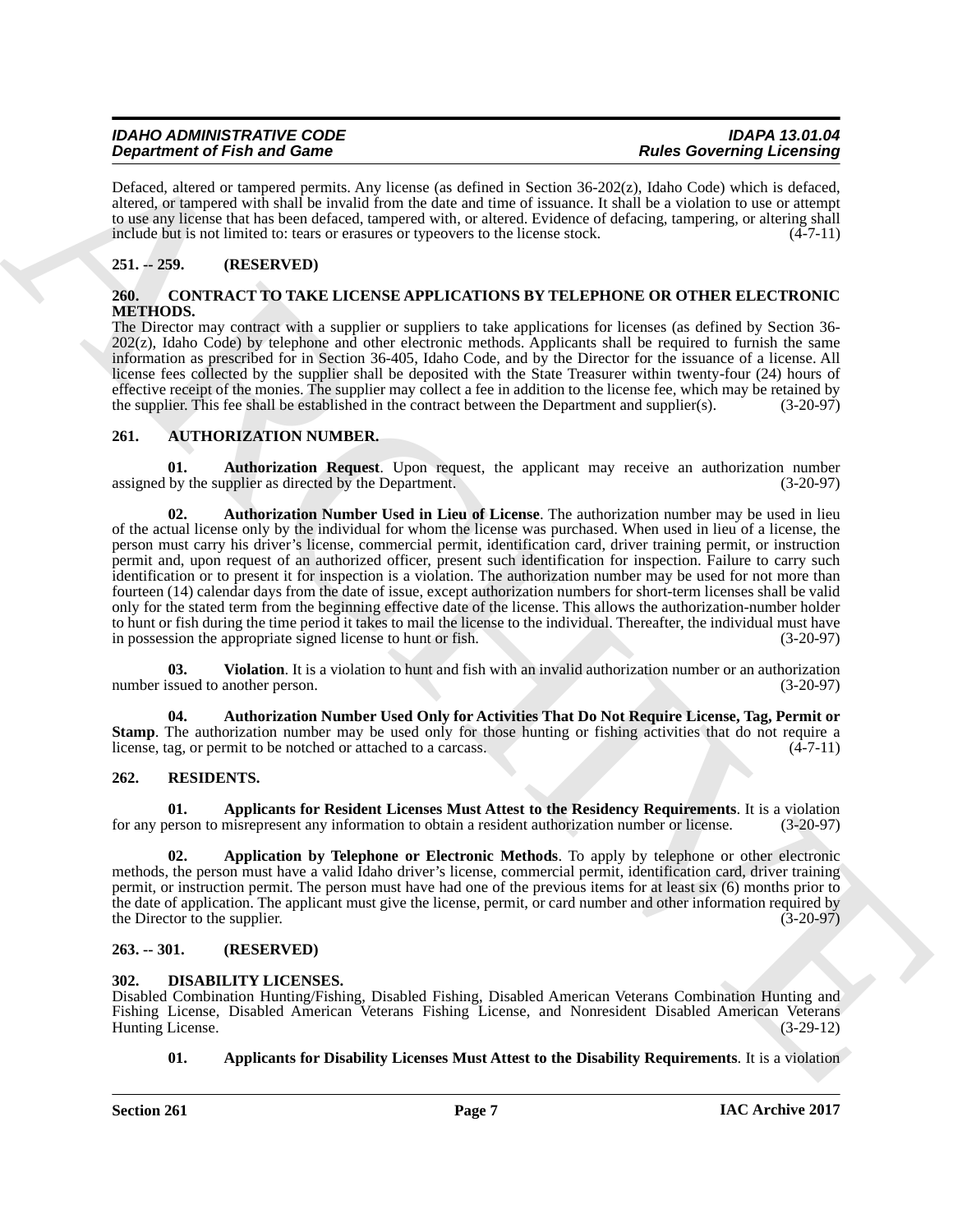Defaced, altered or tampered permits. Any license (as defined in Section 36-202(z), Idaho Code) which is defaced, altered, or tampered with shall be invalid from the date and time of issuance. It shall be a violation to use or attempt to use any license that has been defaced, tampered with, or altered. Evidence of defacing, tampering, or altering shall include but is not limited to: tears or erasures or typeovers to the license stock. (4-7-11)

## 251. -- 259. (RESERVED)

## 260. CONTRACT TO TAKE LICENSE APPLICATIONS BY TELEPHONE OR OTHER ELECTRONIC METHODS.

The Director may contract with a supplier or suppliers to take applications for licenses (as defined by Section 36-202(z), Idaho Code) by telephone and other electronic methods. Applicants shall be required to furnish the same information as prescribed for in Section 36-405, Idaho Code, and by the Director for the issuance of a license. All license fees collected by the supplier shall be deposited with the State Treasurer within twenty-four (24) hours of effective receipt of the monies. The supplier may collect a fee in addition to the license fee, which may be retained by the supplier. This fee shall be established in the contract between the Department and supplier(s). (3-20-97)

## 261. AUTHORIZATION NUMBER.

**01. Authorization Request**. Upon request, the applicant may receive an authorization number assigned by the supplier as directed by the Department. (3-20-97)

**02. Authorization Number Used in Lieu of License**. The authorization number may be used in lieu of the actual license only by the individual for whom the license was purchased. When used in lieu of a license, the person must carry his driver's license, commercial permit, identification card, driver training permit, or instruction permit and, upon request of an authorized officer, present such identification for inspection. Failure to carry such identification or to present it for inspection is a violation. The authorization number may be used for not more than fourteen (14) calendar days from the date of issue, except authorization numbers for short-term licenses shall be valid only for the stated term from the beginning effective date of the license. This allows the authorization-number holder to hunt or fish during the time period it takes to mail the license to the individual. Thereafter, the individual must have in possession the appropriate signed license to hunt or fish. (3-20-97)

**03. Violation**. It is a violation to hunt and fish with an invalid authorization number or an authorization number issued to another person. (3-20-97)

**04. Authorization Number Used Only for Activities That Do Not Require License, Tag, Permit or Stamp**. The authorization number may be used only for those hunting or fishing activities that do not require a license, tag, or permit to be notched or attached to a carcass. (4-7-11)

## 262. RESIDENTS.

**01. Applicants for Resident Licenses Must Attest to the Residency Requirements**. It is a violation for any person to misrepresent any information to obtain a resident authorization number or license. (3-20-97)

**02. Application by Telephone or Electronic Methods**. To apply by telephone or other electronic methods, the person must have a valid Idaho driver's license, commercial permit, identification card, driver training permit, or instruction permit. The person must have had one of the previous items for at least six (6) months prior to the date of application. The applicant must give the license, permit, or card number and other information required by the Director to the supplier. (3-20-97)

## 263. -- 301. (RESERVED)

## 302. DISABILITY LICENSES.

Disabled Combination Hunting/Fishing, Disabled Fishing, Disabled American Veterans Combination Hunting and Fishing License, Disabled American Veterans Fishing License, and Nonresident Disabled American Veterans Hunting License. (3-29-12)

**01. Applicants for Disability Licenses Must Attest to the Disability Requirements**. It is a violation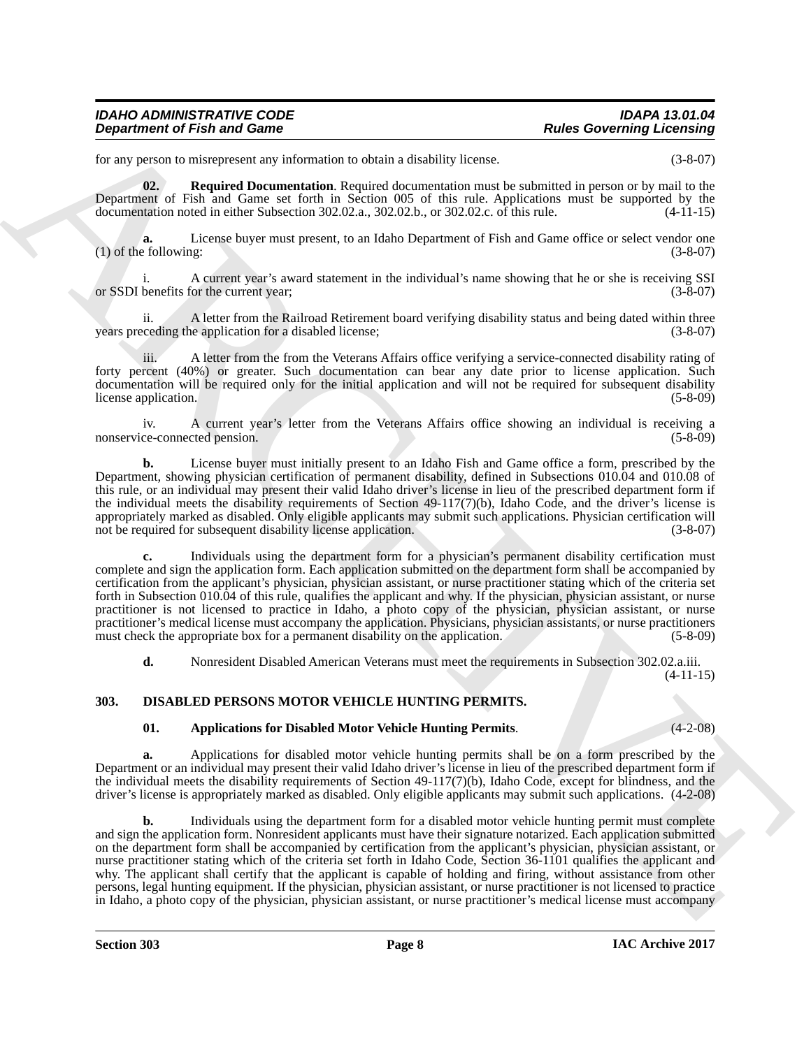for any person to misrepresent any information to obtain a disability license. (3-8-07)

**02. Required Documentation**. Required documentation must be submitted in person or by mail to the Department of Fish and Game set forth in Section 005 of this rule. Applications must be supported by the documentation noted in either Subsection 302.02.a., 302.02.b., or 302.02.c. of this rule. (4-11-15)

**a.** License buyer must present, to an Idaho Department of Fish and Game office or select vendor one (1) of the following: (3-8-07)

i. A current year's award statement in the individual's name showing that he or she is receiving SSI or SSDI benefits for the current year; (3-8-07)

ii. A letter from the Railroad Retirement board verifying disability status and being dated within three years preceding the application for a disabled license; (3-8-07)

iii. A letter from the from the Veterans Affairs office verifying a service-connected disability rating of forty percent (40%) or greater. Such documentation can bear any date prior to license application. Such documentation will be required only for the initial application and will not be required for subsequent disability license application. (5-8-09)

iv. A current year's letter from the Veterans Affairs office showing an individual is receiving a nonservice-connected pension. (5-8-09)

**b.** License buyer must initially present to an Idaho Fish and Game office a form, prescribed by the Department, showing physician certification of permanent disability, defined in Subsections 010.04 and 010.08 of this rule, or an individual may present their valid Idaho driver's license in lieu of the prescribed department form if the individual meets the disability requirements of Section 49-117(7)(b), Idaho Code, and the driver's license is appropriately marked as disabled. Only eligible applicants may submit such applications. Physician certification will not be required for subsequent disability license application. (3-8-07)

**c.** Individuals using the department form for a physician's permanent disability certification must complete and sign the application form. Each application submitted on the department form shall be accompanied by certification from the applicant's physician, physician assistant, or nurse practitioner stating which of the criteria set forth in Subsection 010.04 of this rule, qualifies the applicant and why. If the physician, physician assistant, or nurse practitioner is not licensed to practice in Idaho, a photo copy of the physician, physician assistant, or nurse practitioner's medical license must accompany the application. Physicians, physician assistants, or nurse practitioners must check the appropriate box for a permanent disability on the application. (5-8-09)

**d.** Nonresident Disabled American Veterans must meet the requirements in Subsection 302.02.a.iii. (4-11-15)

## 303. DISABLED PERSONS MOTOR VEHICLE HUNTING PERMITS.

**01. Applications for Disabled Motor Vehicle Hunting Permits**. (4-2-08)

**a.** Applications for disabled motor vehicle hunting permits shall be on a form prescribed by the Department or an individual may present their valid Idaho driver's license in lieu of the prescribed department form if the individual meets the disability requirements of Section 49-117(7)(b), Idaho Code, except for blindness, and the driver's license is appropriately marked as disabled. Only eligible applicants may submit such applications. (4-2-08)

**b.** Individuals using the department form for a disabled motor vehicle hunting permit must complete and sign the application form. Nonresident applicants must have their signature notarized. Each application submitted on the department form shall be accompanied by certification from the applicant's physician, physician assistant, or nurse practitioner stating which of the criteria set forth in Idaho Code, Section 36-1101 qualifies the applicant and why. The applicant shall certify that the applicant is capable of holding and firing, without assistance from other persons, legal hunting equipment. If the physician, physician assistant, or nurse practitioner is not licensed to practice in Idaho, a photo copy of the physician, physician assistant, or nurse practitioner's medical license must accompany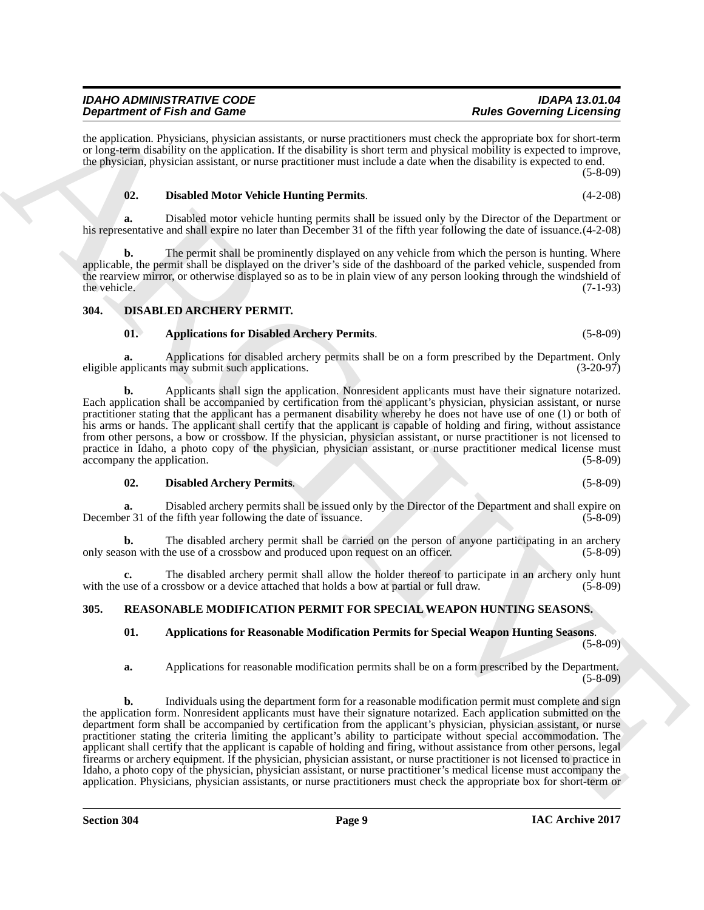the application. Physicians, physician assistants, or nurse practitioners must check the appropriate box for short-term or long-term disability on the application. If the disability is short term and physical mobility is expected to improve, the physician, physician assistant, or nurse practitioner must include a date when the disability is expected to end. (5-8-09)

**02. Disabled Motor Vehicle Hunting Permits**. (4-2-08)

**a.** Disabled motor vehicle hunting permits shall be issued only by the Director of the Department or his representative and shall expire no later than December 31 of the fifth year following the date of issuance. (4-2-08)

**b.** The permit shall be prominently displayed on any vehicle from which the person is hunting. Where applicable, the permit shall be displayed on the driver's side of the dashboard of the parked vehicle, suspended from the rearview mirror, or otherwise displayed so as to be in plain view of any person looking through the windshield of the vehicle. (7-1-93)

## 304. DISABLED ARCHERY PERMIT.

**01. Applications for Disabled Archery Permits**. (5-8-09)

**a.** Applications for disabled archery permits shall be on a form prescribed by the Department. Only eligible applicants may submit such applications. (3-20-97)

**b.** Applicants shall sign the application. Nonresident applicants must have their signature notarized. Each application shall be accompanied by certification from the applicant's physician, physician assistant, or nurse practitioner stating that the applicant has a permanent disability whereby he does not have use of one (1) or both of his arms or hands. The applicant shall certify that the applicant is capable of holding and firing, without assistance from other persons, a bow or crossbow. If the physician, physician assistant, or nurse practitioner is not licensed to practice in Idaho, a photo copy of the physician, physician assistant, or nurse practitioner medical license must accompany the application. (5-8-09)

**02. Disabled Archery Permits**. (5-8-09)

**a.** Disabled archery permits shall be issued only by the Director of the Department and shall expire on December 31 of the fifth year following the date of issuance. (5-8-09)

**b.** The disabled archery permit shall be carried on the person of anyone participating in an archery only season with the use of a crossbow and produced upon request on an officer. (5-8-09)

**c.** The disabled archery permit shall allow the holder thereof to participate in an archery only hunt with the use of a crossbow or a device attached that holds a bow at partial or full draw. (5-8-09)

## 305. REASONABLE MODIFICATION PERMIT FOR SPECIAL WEAPON HUNTING SEASONS.

**01. Applications for Reasonable Modification Permits for Special Weapon Hunting Seasons**. (5-8-09)

**a.** Applications for reasonable modification permits shall be on a form prescribed by the Department. (5-8-09)

**b.** Individuals using the department form for a reasonable modification permit must complete and sign the application form. Nonresident applicants must have their signature notarized. Each application submitted on the department form shall be accompanied by certification from the applicant's physician, physician assistant, or nurse practitioner stating the criteria limiting the applicant's ability to participate without special accommodation. The applicant shall certify that the applicant is capable of holding and firing, without assistance from other persons, legal firearms or archery equipment. If the physician, physician assistant, or nurse practitioner is not licensed to practice in Idaho, a photo copy of the physician, physician assistant, or nurse practitioner's medical license must accompany the application. Physicians, physician assistants, or nurse practitioners must check the appropriate box for short-term or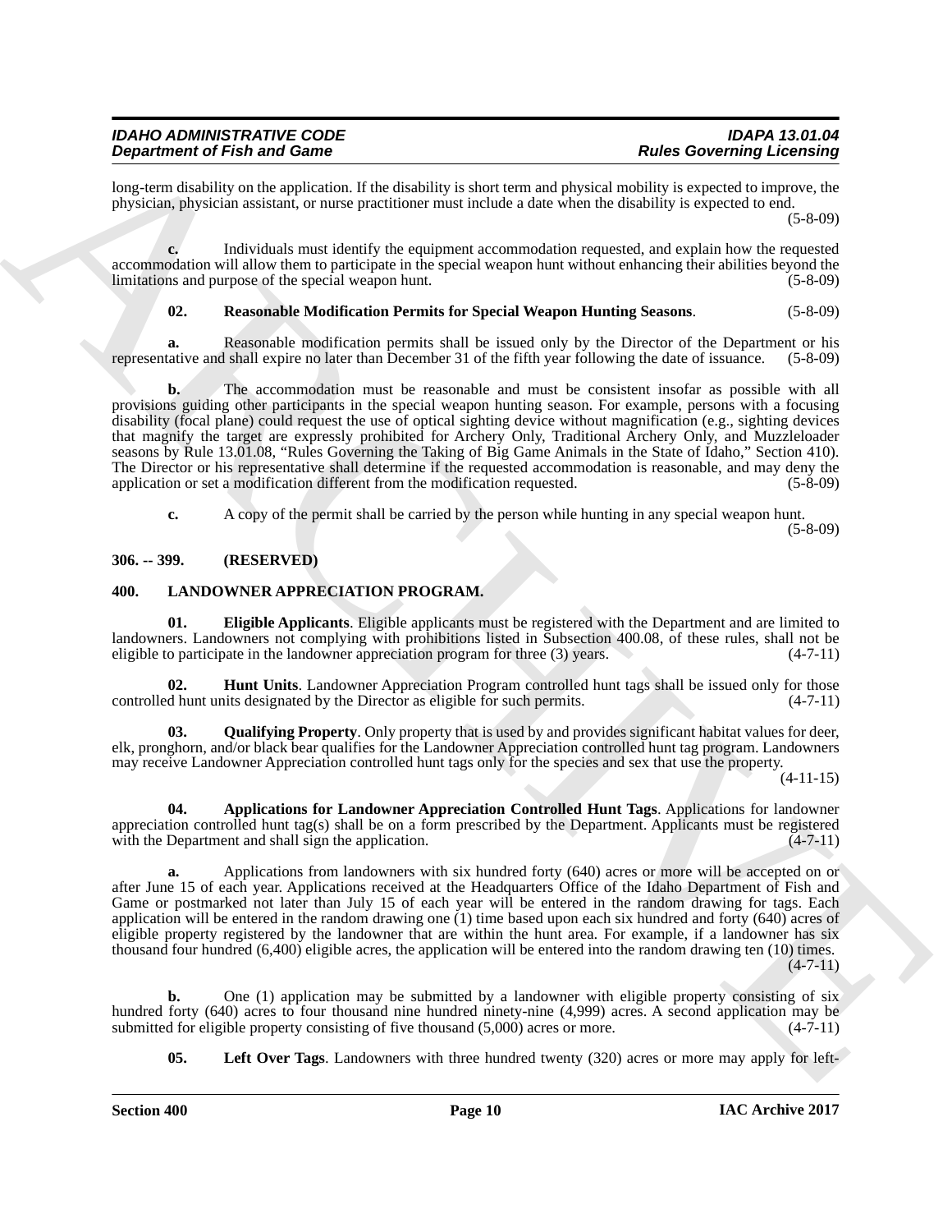long-term disability on the application. If the disability is short term and physical mobility is expected to improve, the physician, physician assistant, or nurse practitioner must include a date when the disability is expected to end. (5-8-09)

**c.** Individuals must identify the equipment accommodation requested, and explain how the requested accommodation will allow them to participate in the special weapon hunt without enhancing their abilities beyond the limitations and purpose of the special weapon hunt. (5-8-09)

**02. Reasonable Modification Permits for Special Weapon Hunting Seasons**. (5-8-09)

**a.** Reasonable modification permits shall be issued only by the Director of the Department or his representative and shall expire no later than December 31 of the fifth year following the date of issuance. (5-8-09)

**b.** The accommodation must be reasonable and must be consistent insofar as possible with all provisions guiding other participants in the special weapon hunting season. For example, persons with a focusing disability (focal plane) could request the use of optical sighting device without magnification (e.g., sighting devices that magnify the target are expressly prohibited for Archery Only, Traditional Archery Only, and Muzzleloader seasons by Rule 13.01.08, "Rules Governing the Taking of Big Game Animals in the State of Idaho," Section 410). The Director or his representative shall determine if the requested accommodation is reasonable, and may deny the application or set a modification different from the modification requested. (5-8-09)

**c.** A copy of the permit shall be carried by the person while hunting in any special weapon hunt. (5-8-09)

## 306. -- 399. (RESERVED)

## 400. LANDOWNER APPRECIATION PROGRAM.

**01. Eligible Applicants**. Eligible applicants must be registered with the Department and are limited to landowners. Landowners not complying with prohibitions listed in Subsection 400.08, of these rules, shall not be eligible to participate in the landowner appreciation program for three (3) years. (4-7-11)

**02. Hunt Units**. Landowner Appreciation Program controlled hunt tags shall be issued only for those controlled hunt units designated by the Director as eligible for such permits. (4-7-11)

**03. Qualifying Property**. Only property that is used by and provides significant habitat values for deer, elk, pronghorn, and/or black bear qualifies for the Landowner Appreciation controlled hunt tag program. Landowners may receive Landowner Appreciation controlled hunt tags only for the species and sex that use the property. (4-11-15)

**04. Applications for Landowner Appreciation Controlled Hunt Tags**. Applications for landowner appreciation controlled hunt tag(s) shall be on a form prescribed by the Department. Applicants must be registered with the Department and shall sign the application. (4-7-11)

**a.** Applications from landowners with six hundred forty (640) acres or more will be accepted on or after June 15 of each year. Applications received at the Headquarters Office of the Idaho Department of Fish and Game or postmarked not later than July 15 of each year will be entered in the random drawing for tags. Each application will be entered in the random drawing one (1) time based upon each six hundred and forty (640) acres of eligible property registered by the landowner that are within the hunt area. For example, if a landowner has six thousand four hundred (6,400) eligible acres, the application will be entered into the random drawing ten (10) times. (4-7-11)

**b.** One (1) application may be submitted by a landowner with eligible property consisting of six hundred forty (640) acres to four thousand nine hundred ninety-nine (4,999) acres. A second application may be submitted for eligible property consisting of five thousand (5,000) acres or more. (4-7-11)

**05. Left Over Tags**. Landowners with three hundred twenty (320) acres or more may apply for left-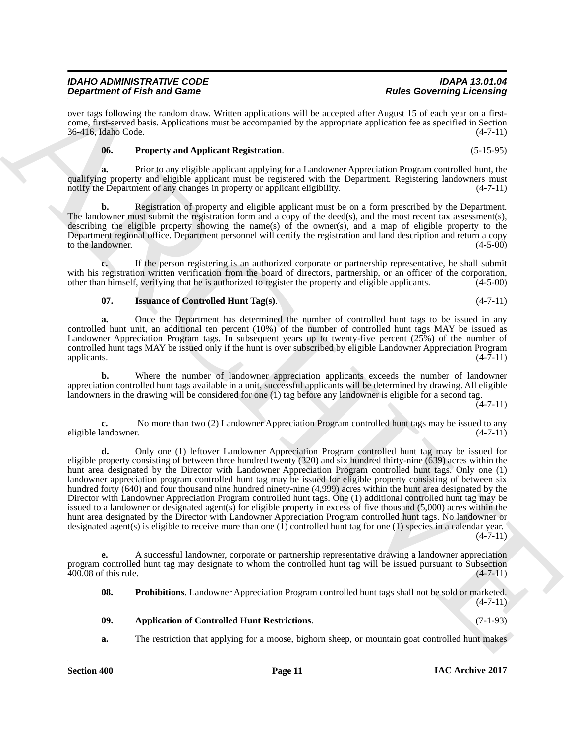over tags following the random draw. Written applications will be accepted after August 15 of each year on a first-come, first-served basis. Applications must be accompanied by the appropriate application fee as specified in Section 36-416, Idaho Code. (4-7-11)

**06. Property and Applicant Registration**. (5-15-95)

**a.** Prior to any eligible applicant applying for a Landowner Appreciation Program controlled hunt, the qualifying property and eligible applicant must be registered with the Department. Registering landowners must notify the Department of any changes in property or applicant eligibility. (4-7-11)

**b.** Registration of property and eligible applicant must be on a form prescribed by the Department. The landowner must submit the registration form and a copy of the deed(s), and the most recent tax assessment(s), describing the eligible property showing the name(s) of the owner(s), and a map of eligible property to the Department regional office. Department personnel will certify the registration and land description and return a copy to the landowner. (4-5-00)

**c.** If the person registering is an authorized corporate or partnership representative, he shall submit with his registration written verification from the board of directors, partnership, or an officer of the corporation, other than himself, verifying that he is authorized to register the property and eligible applicants. (4-5-00)

**07. Issuance of Controlled Hunt Tag(s)**. (4-7-11)

**a.** Once the Department has determined the number of controlled hunt tags to be issued in any controlled hunt unit, an additional ten percent (10%) of the number of controlled hunt tags MAY be issued as Landowner Appreciation Program tags. In subsequent years up to twenty-five percent (25%) of the number of controlled hunt tags MAY be issued only if the hunt is over subscribed by eligible Landowner Appreciation Program applicants. (4-7-11)

**b.** Where the number of landowner appreciation applicants exceeds the number of landowner appreciation controlled hunt tags available in a unit, successful applicants will be determined by drawing. All eligible landowners in the drawing will be considered for one (1) tag before any landowner is eligible for a second tag. (4-7-11)

**c.** No more than two (2) Landowner Appreciation Program controlled hunt tags may be issued to any eligible landowner. (4-7-11)

**d.** Only one (1) leftover Landowner Appreciation Program controlled hunt tag may be issued for eligible property consisting of between three hundred twenty (320) and six hundred thirty-nine (639) acres within the hunt area designated by the Director with Landowner Appreciation Program controlled hunt tags. Only one (1) landowner appreciation program controlled hunt tag may be issued for eligible property consisting of between six hundred forty (640) and four thousand nine hundred ninety-nine (4,999) acres within the hunt area designated by the Director with Landowner Appreciation Program controlled hunt tags. One (1) additional controlled hunt tag may be issued to a landowner or designated agent(s) for eligible property in excess of five thousand (5,000) acres within the hunt area designated by the Director with Landowner Appreciation Program controlled hunt tags. No landowner or designated agent(s) is eligible to receive more than one (1) controlled hunt tag for one (1) species in a calendar year. (4-7-11)

**e.** A successful landowner, corporate or partnership representative drawing a landowner appreciation program controlled hunt tag may designate to whom the controlled hunt tag will be issued pursuant to Subsection 400.08 of this rule. (4-7-11)

**08. Prohibitions**. Landowner Appreciation Program controlled hunt tags shall not be sold or marketed. (4-7-11)

**09. Application of Controlled Hunt Restrictions**. (7-1-93)

**a.** The restriction that applying for a moose, bighorn sheep, or mountain goat controlled hunt makes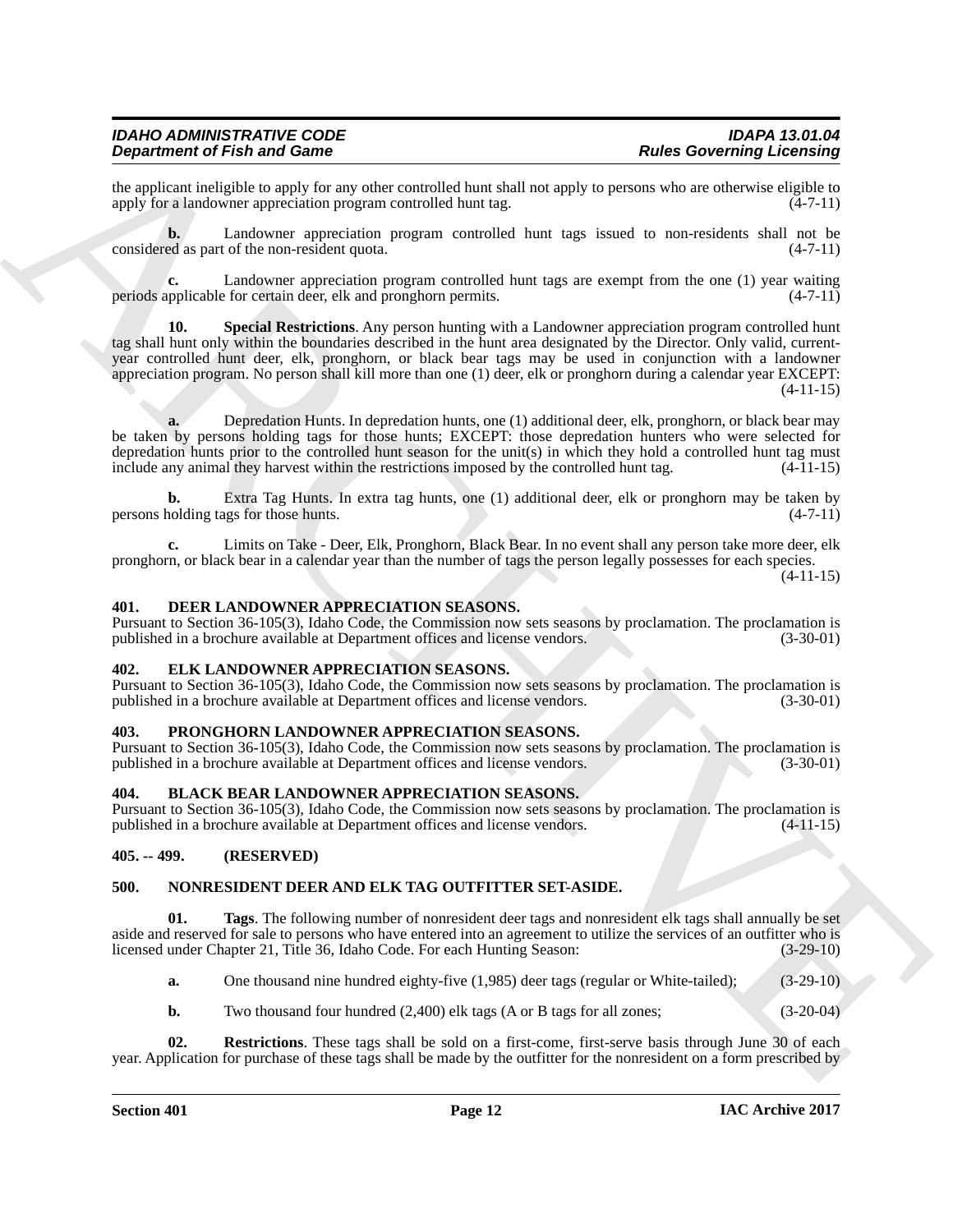the applicant ineligible to apply for any other controlled hunt shall not apply to persons who are otherwise eligible to apply for a landowner appreciation program controlled hunt tag. (4-7-11)

**b.** Landowner appreciation program controlled hunt tags issued to non-residents shall not be considered as part of the non-resident quota. (4-7-11)

**c.** Landowner appreciation program controlled hunt tags are exempt from the one (1) year waiting periods applicable for certain deer, elk and pronghorn permits. (4-7-11)

**10. Special Restrictions**. Any person hunting with a Landowner appreciation program controlled hunt tag shall hunt only within the boundaries described in the hunt area designated by the Director. Only valid, current-year controlled hunt deer, elk, pronghorn, or black bear tags may be used in conjunction with a landowner appreciation program. No person shall kill more than one (1) deer, elk or pronghorn during a calendar year EXCEPT: (4-11-15)

**a.** Depredation Hunts. In depredation hunts, one (1) additional deer, elk, pronghorn, or black bear may be taken by persons holding tags for those hunts; EXCEPT: those depredation hunters who were selected for depredation hunts prior to the controlled hunt season for the unit(s) in which they hold a controlled hunt tag must include any animal they harvest within the restrictions imposed by the controlled hunt tag. (4-11-15)

**b.** Extra Tag Hunts. In extra tag hunts, one (1) additional deer, elk or pronghorn may be taken by persons holding tags for those hunts. (4-7-11)

**c.** Limits on Take - Deer, Elk, Pronghorn, Black Bear. In no event shall any person take more deer, elk pronghorn, or black bear in a calendar year than the number of tags the person legally possesses for each species. (4-11-15)

### 401. DEER LANDOWNER APPRECIATION SEASONS.

Pursuant to Section 36-105(3), Idaho Code, the Commission now sets seasons by proclamation. The proclamation is published in a brochure available at Department offices and license vendors. (3-30-01)

### 402. ELK LANDOWNER APPRECIATION SEASONS.

Pursuant to Section 36-105(3), Idaho Code, the Commission now sets seasons by proclamation. The proclamation is published in a brochure available at Department offices and license vendors. (3-30-01)

### 403. PRONGHORN LANDOWNER APPRECIATION SEASONS.

Pursuant to Section 36-105(3), Idaho Code, the Commission now sets seasons by proclamation. The proclamation is published in a brochure available at Department offices and license vendors. (3-30-01)

### 404. BLACK BEAR LANDOWNER APPRECIATION SEASONS.

Pursuant to Section 36-105(3), Idaho Code, the Commission now sets seasons by proclamation. The proclamation is published in a brochure available at Department offices and license vendors. (4-11-15)

### 405. -- 499. (RESERVED)

### 500. NONRESIDENT DEER AND ELK TAG OUTFITTER SET-ASIDE.

**01. Tags**. The following number of nonresident deer tags and nonresident elk tags shall annually be set aside and reserved for sale to persons who have entered into an agreement to utilize the services of an outfitter who is licensed under Chapter 21, Title 36, Idaho Code. For each Hunting Season: (3-29-10)

**a.** One thousand nine hundred eighty-five (1,985) deer tags (regular or White-tailed); (3-29-10)

**b.** Two thousand four hundred (2,400) elk tags (A or B tags for all zones; (3-20-04)

**02. Restrictions**. These tags shall be sold on a first-come, first-serve basis through June 30 of each year. Application for purchase of these tags shall be made by the outfitter for the nonresident on a form prescribed by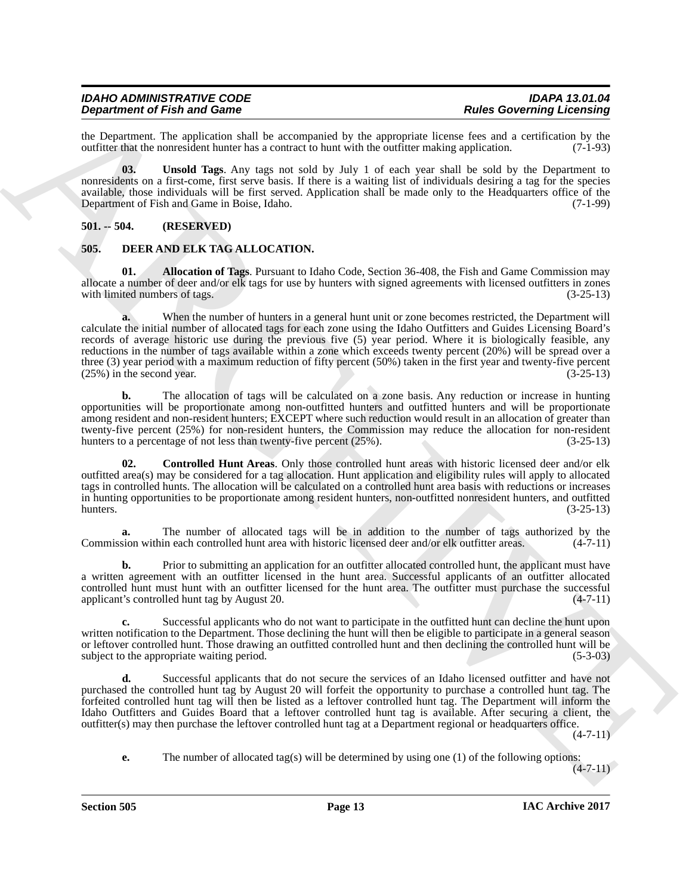the Department. The application shall be accompanied by the appropriate license fees and a certification by the outfitter that the nonresident hunter has a contract to hunt with the outfitter making application. (7-1-93)

**03. Unsold Tags**. Any tags not sold by July 1 of each year shall be sold by the Department to nonresidents on a first-come, first serve basis. If there is a waiting list of individuals desiring a tag for the species available, those individuals will be first served. Application shall be made only to the Headquarters office of the Department of Fish and Game in Boise, Idaho. (7-1-99)

## 501. -- 504. (RESERVED)

## 505. DEER AND ELK TAG ALLOCATION.

**01. Allocation of Tags**. Pursuant to Idaho Code, Section 36-408, the Fish and Game Commission may allocate a number of deer and/or elk tags for use by hunters with signed agreements with licensed outfitters in zones with limited numbers of tags. (3-25-13)

**a.** When the number of hunters in a general hunt unit or zone becomes restricted, the Department will calculate the initial number of allocated tags for each zone using the Idaho Outfitters and Guides Licensing Board's records of average historic use during the previous five (5) year period. Where it is biologically feasible, any reductions in the number of tags available within a zone which exceeds twenty percent (20%) will be spread over a three (3) year period with a maximum reduction of fifty percent (50%) taken in the first year and twenty-five percent (25%) in the second year. (3-25-13)

**b.** The allocation of tags will be calculated on a zone basis. Any reduction or increase in hunting opportunities will be proportionate among non-outfitted hunters and outfitted hunters and will be proportionate among resident and non-resident hunters; EXCEPT where such reduction would result in an allocation of greater than twenty-five percent (25%) for non-resident hunters, the Commission may reduce the allocation for non-resident hunters to a percentage of not less than twenty-five percent (25%). (3-25-13)

**02. Controlled Hunt Areas**. Only those controlled hunt areas with historic licensed deer and/or elk outfitted area(s) may be considered for a tag allocation. Hunt application and eligibility rules will apply to allocated tags in controlled hunts. The allocation will be calculated on a controlled hunt area basis with reductions or increases in hunting opportunities to be proportionate among resident hunters, non-outfitted nonresident hunters, and outfitted hunters. (3-25-13)

**a.** The number of allocated tags will be in addition to the number of tags authorized by the Commission within each controlled hunt area with historic licensed deer and/or elk outfitter areas. (4-7-11)

**b.** Prior to submitting an application for an outfitter allocated controlled hunt, the applicant must have a written agreement with an outfitter licensed in the hunt area. Successful applicants of an outfitter allocated controlled hunt must hunt with an outfitter licensed for the hunt area. The outfitter must purchase the successful applicant's controlled hunt tag by August 20. (4-7-11)

**c.** Successful applicants who do not want to participate in the outfitted hunt can decline the hunt upon written notification to the Department. Those declining the hunt will then be eligible to participate in a general season or leftover controlled hunt. Those drawing an outfitted controlled hunt and then declining the controlled hunt will be subject to the appropriate waiting period. (5-3-03)

**d.** Successful applicants that do not secure the services of an Idaho licensed outfitter and have not purchased the controlled hunt tag by August 20 will forfeit the opportunity to purchase a controlled hunt tag. The forfeited controlled hunt tag will then be listed as a leftover controlled hunt tag. The Department will inform the Idaho Outfitters and Guides Board that a leftover controlled hunt tag is available. After securing a client, the outfitter(s) may then purchase the leftover controlled hunt tag at a Department regional or headquarters office. (4-7-11)

**e.** The number of allocated tag(s) will be determined by using one (1) of the following options: (4-7-11)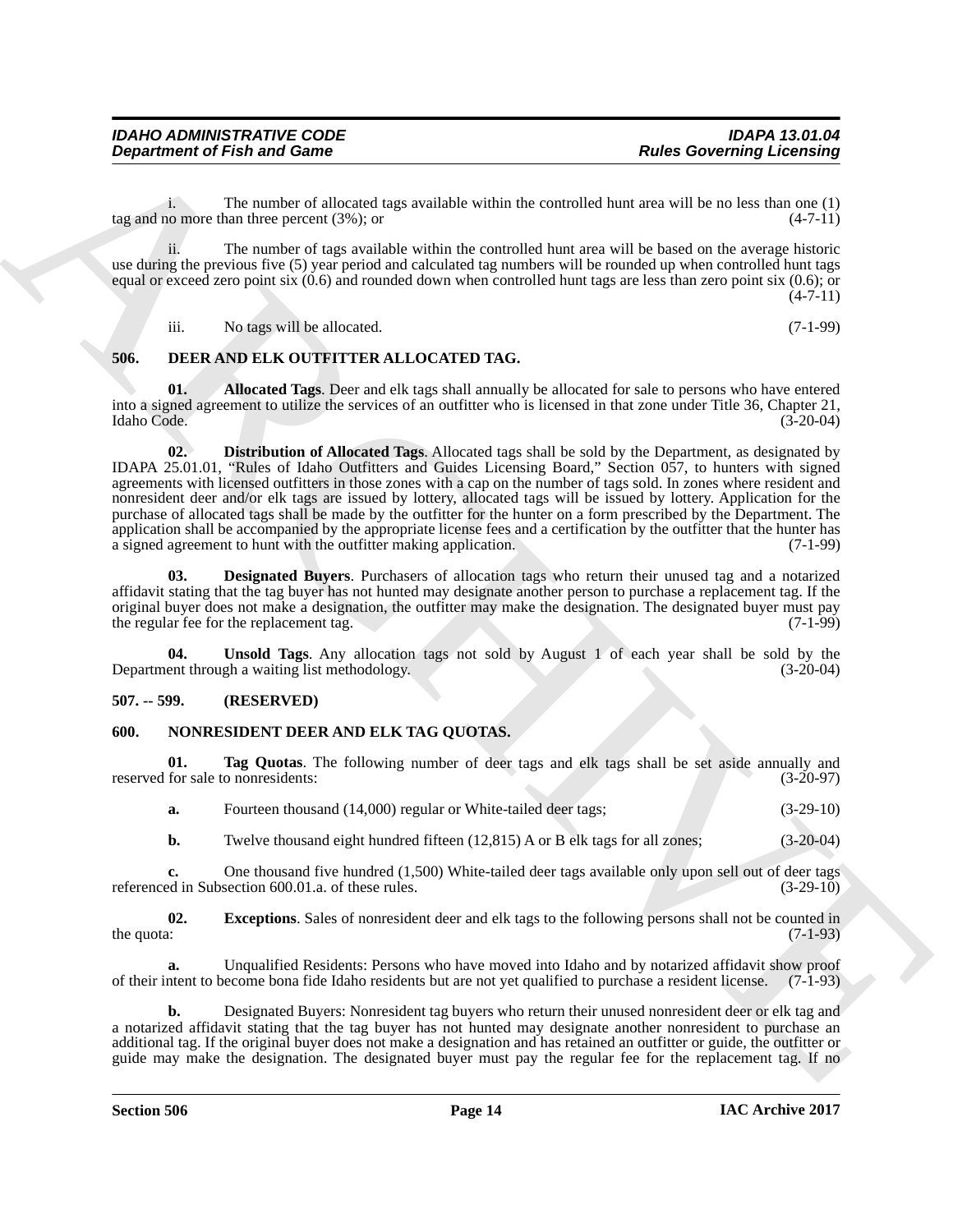i. The number of allocated tags available within the controlled hunt area will be no less than one (1) tag and no more than three percent (3%); or (4-7-11)

ii. The number of tags available within the controlled hunt area will be based on the average historic use during the previous five (5) year period and calculated tag numbers will be rounded up when controlled hunt tags equal or exceed zero point six (0.6) and rounded down when controlled hunt tags are less than zero point six (0.6); or (4-7-11)

iii. No tags will be allocated. (7-1-99)

## 506. DEER AND ELK OUTFITTER ALLOCATED TAG.

**01. Allocated Tags**. Deer and elk tags shall annually be allocated for sale to persons who have entered into a signed agreement to utilize the services of an outfitter who is licensed in that zone under Title 36, Chapter 21, Idaho Code. (3-20-04)

**02. Distribution of Allocated Tags**. Allocated tags shall be sold by the Department, as designated by IDAPA 25.01.01, "Rules of Idaho Outfitters and Guides Licensing Board," Section 057, to hunters with signed agreements with licensed outfitters in those zones with a cap on the number of tags sold. In zones where resident and nonresident deer and/or elk tags are issued by lottery, allocated tags will be issued by lottery. Application for the purchase of allocated tags shall be made by the outfitter for the hunter on a form prescribed by the Department. The application shall be accompanied by the appropriate license fees and a certification by the outfitter that the hunter has a signed agreement to hunt with the outfitter making application. (7-1-99)

**03. Designated Buyers**. Purchasers of allocation tags who return their unused tag and a notarized affidavit stating that the tag buyer has not hunted may designate another person to purchase a replacement tag. If the original buyer does not make a designation, the outfitter may make the designation. The designated buyer must pay the regular fee for the replacement tag. (7-1-99)

**04. Unsold Tags**. Any allocation tags not sold by August 1 of each year shall be sold by the Department through a waiting list methodology. (3-20-04)

## 507. -- 599. (RESERVED)

## 600. NONRESIDENT DEER AND ELK TAG QUOTAS.

**01. Tag Quotas**. The following number of deer tags and elk tags shall be set aside annually and reserved for sale to nonresidents: (3-20-97)

**a.** Fourteen thousand (14,000) regular or White-tailed deer tags; (3-29-10)

**b.** Twelve thousand eight hundred fifteen (12,815) A or B elk tags for all zones; (3-20-04)

**c.** One thousand five hundred (1,500) White-tailed deer tags available only upon sell out of deer tags referenced in Subsection 600.01.a. of these rules. (3-29-10)

**02. Exceptions**. Sales of nonresident deer and elk tags to the following persons shall not be counted in the quota: (7-1-93)

**a.** Unqualified Residents: Persons who have moved into Idaho and by notarized affidavit show proof of their intent to become bona fide Idaho residents but are not yet qualified to purchase a resident license. (7-1-93)

**b.** Designated Buyers: Nonresident tag buyers who return their unused nonresident deer or elk tag and a notarized affidavit stating that the tag buyer has not hunted may designate another nonresident to purchase an additional tag. If the original buyer does not make a designation and has retained an outfitter or guide, the outfitter or guide may make the designation. The designated buyer must pay the regular fee for the replacement tag. If no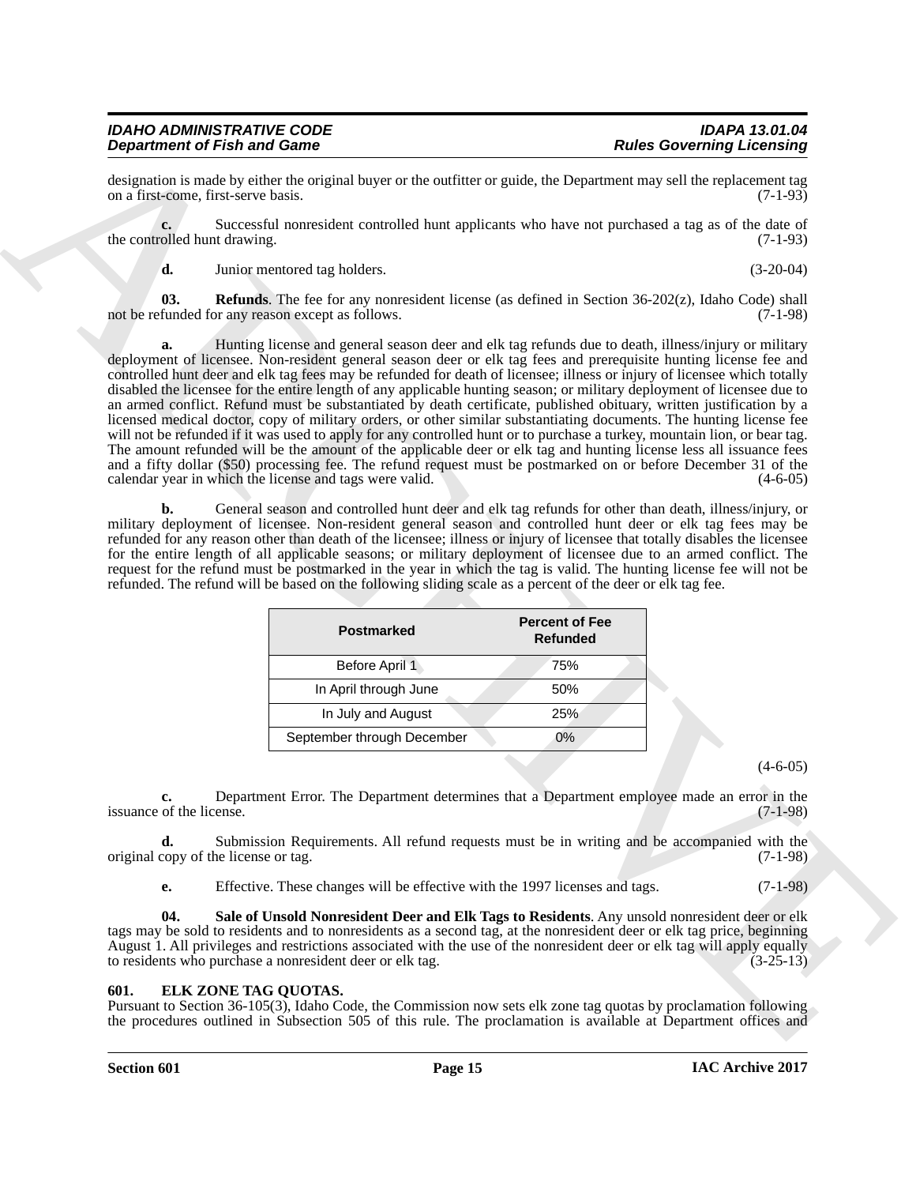designation is made by either the original buyer or the outfitter or guide, the Department may sell the replacement tag on a first-come, first-serve basis. (7-1-93)

**c.** Successful nonresident controlled hunt applicants who have not purchased a tag as of the date of the controlled hunt drawing. (7-1-93)

**d.** Junior mentored tag holders. (3-20-04)

**03. Refunds**. The fee for any nonresident license (as defined in Section 36-202(z), Idaho Code) shall not be refunded for any reason except as follows. (7-1-98)

**a.** Hunting license and general season deer and elk tag refunds due to death, illness/injury or military deployment of licensee. Non-resident general season deer or elk tag fees and prerequisite hunting license fee and controlled hunt deer and elk tag fees may be refunded for death of licensee; illness or injury of licensee which totally disabled the licensee for the entire length of any applicable hunting season; or military deployment of licensee due to an armed conflict. Refund must be substantiated by death certificate, published obituary, written justification by a licensed medical doctor, copy of military orders, or other similar substantiating documents. The hunting license fee will not be refunded if it was used to apply for any controlled hunt or to purchase a turkey, mountain lion, or bear tag. The amount refunded will be the amount of the applicable deer or elk tag and hunting license less all issuance fees and a fifty dollar ($50) processing fee. The refund request must be postmarked on or before December 31 of the calendar year in which the license and tags were valid. (4-6-05)

**b.** General season and controlled hunt deer and elk tag refunds for other than death, illness/injury, or military deployment of licensee. Non-resident general season and controlled hunt deer or elk tag fees may be refunded for any reason other than death of the licensee; illness or injury of licensee that totally disables the licensee for the entire length of all applicable seasons; or military deployment of licensee due to an armed conflict. The request for the refund must be postmarked in the year in which the tag is valid. The hunting license fee will not be refunded. The refund will be based on the following sliding scale as a percent of the deer or elk tag fee.

| Postmarked | Percent of Fee Refunded |
|---|---|
| Before April 1 | 75% |
| In April through June | 50% |
| In July and August | 25% |
| September through December | 0% |

(4-6-05)

**c.** Department Error. The Department determines that a Department employee made an error in the issuance of the license. (7-1-98)

**d.** Submission Requirements. All refund requests must be in writing and be accompanied with the original copy of the license or tag. (7-1-98)

**e.** Effective. These changes will be effective with the 1997 licenses and tags. (7-1-98)

**04. Sale of Unsold Nonresident Deer and Elk Tags to Residents**. Any unsold nonresident deer or elk tags may be sold to residents and to nonresidents as a second tag, at the nonresident deer or elk tag price, beginning August 1. All privileges and restrictions associated with the use of the nonresident deer or elk tag will apply equally to residents who purchase a nonresident deer or elk tag. (3-25-13)

### 601. ELK ZONE TAG QUOTAS.

Pursuant to Section 36-105(3), Idaho Code, the Commission now sets elk zone tag quotas by proclamation following the procedures outlined in Subsection 505 of this rule. The proclamation is available at Department offices and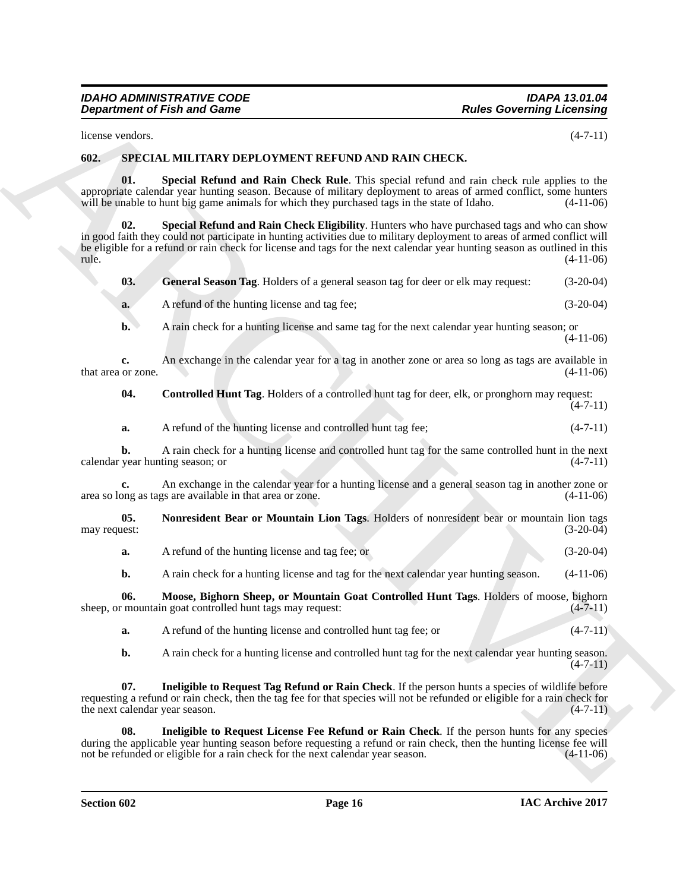license vendors. (4-7-11)

## 602. SPECIAL MILITARY DEPLOYMENT REFUND AND RAIN CHECK.

**01. Special Refund and Rain Check Rule**. This special refund and rain check rule applies to the appropriate calendar year hunting season. Because of military deployment to areas of armed conflict, some hunters will be unable to hunt big game animals for which they purchased tags in the state of Idaho. (4-11-06)

**02. Special Refund and Rain Check Eligibility**. Hunters who have purchased tags and who can show in good faith they could not participate in hunting activities due to military deployment to areas of armed conflict will be eligible for a refund or rain check for license and tags for the next calendar year hunting season as outlined in this rule. (4-11-06)

**03. General Season Tag**. Holders of a general season tag for deer or elk may request: (3-20-04)

**a.** A refund of the hunting license and tag fee; (3-20-04)

**b.** A rain check for a hunting license and same tag for the next calendar year hunting season; or (4-11-06)

**c.** An exchange in the calendar year for a tag in another zone or area so long as tags are available in that area or zone. (4-11-06)

**04. Controlled Hunt Tag**. Holders of a controlled hunt tag for deer, elk, or pronghorn may request: (4-7-11)

**a.** A refund of the hunting license and controlled hunt tag fee; (4-7-11)

**b.** A rain check for a hunting license and controlled hunt tag for the same controlled hunt in the next calendar year hunting season; or (4-7-11)

**c.** An exchange in the calendar year for a hunting license and a general season tag in another zone or area so long as tags are available in that area or zone. (4-11-06)

**05. Nonresident Bear or Mountain Lion Tags**. Holders of nonresident bear or mountain lion tags may request: (3-20-04)

**a.** A refund of the hunting license and tag fee; or (3-20-04)

**b.** A rain check for a hunting license and tag for the next calendar year hunting season. (4-11-06)

**06. Moose, Bighorn Sheep, or Mountain Goat Controlled Hunt Tags**. Holders of moose, bighorn sheep, or mountain goat controlled hunt tags may request: (4-7-11)

**a.** A refund of the hunting license and controlled hunt tag fee; or (4-7-11)

**b.** A rain check for a hunting license and controlled hunt tag for the next calendar year hunting season. (4-7-11)

**07. Ineligible to Request Tag Refund or Rain Check**. If the person hunts a species of wildlife before requesting a refund or rain check, then the tag fee for that species will not be refunded or eligible for a rain check for the next calendar year season. (4-7-11)

**08. Ineligible to Request License Fee Refund or Rain Check**. If the person hunts for any species during the applicable year hunting season before requesting a refund or rain check, then the hunting license fee will not be refunded or eligible for a rain check for the next calendar year season. (4-11-06)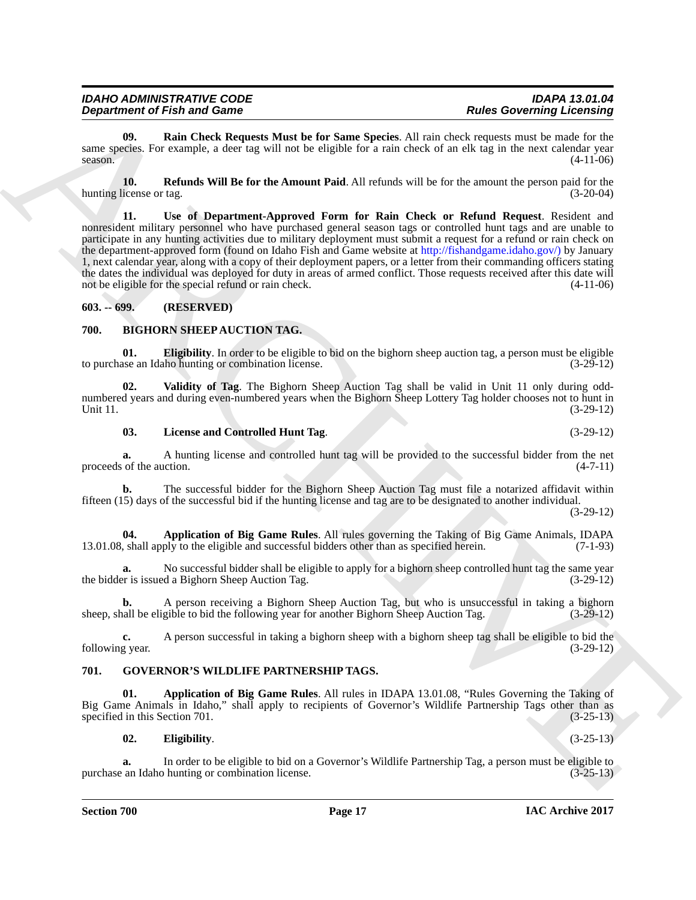**09. Rain Check Requests Must be for Same Species**. All rain check requests must be made for the same species. For example, a deer tag will not be eligible for a rain check of an elk tag in the next calendar year season. (4-11-06)

**10. Refunds Will Be for the Amount Paid**. All refunds will be for the amount the person paid for the hunting license or tag. (3-20-04)

**11. Use of Department-Approved Form for Rain Check or Refund Request**. Resident and nonresident military personnel who have purchased general season tags or controlled hunt tags and are unable to participate in any hunting activities due to military deployment must submit a request for a refund or rain check on the department-approved form (found on Idaho Fish and Game website at http://fishandgame.idaho.gov/) by January 1, next calendar year, along with a copy of their deployment papers, or a letter from their commanding officers stating the dates the individual was deployed for duty in areas of armed conflict. Those requests received after this date will not be eligible for the special refund or rain check. (4-11-06)

## 603. -- 699. (RESERVED)

## 700. BIGHORN SHEEP AUCTION TAG.

**01. Eligibility**. In order to be eligible to bid on the bighorn sheep auction tag, a person must be eligible to purchase an Idaho hunting or combination license. (3-29-12)

**02. Validity of Tag**. The Bighorn Sheep Auction Tag shall be valid in Unit 11 only during odd-numbered years and during even-numbered years when the Bighorn Sheep Lottery Tag holder chooses not to hunt in Unit 11. (3-29-12)

**03. License and Controlled Hunt Tag**. (3-29-12)

**a.** A hunting license and controlled hunt tag will be provided to the successful bidder from the net proceeds of the auction. (4-7-11)

**b.** The successful bidder for the Bighorn Sheep Auction Tag must file a notarized affidavit within fifteen (15) days of the successful bid if the hunting license and tag are to be designated to another individual. (3-29-12)

**04. Application of Big Game Rules**. All rules governing the Taking of Big Game Animals, IDAPA 13.01.08, shall apply to the eligible and successful bidders other than as specified herein. (7-1-93)

**a.** No successful bidder shall be eligible to apply for a bighorn sheep controlled hunt tag the same year the bidder is issued a Bighorn Sheep Auction Tag. (3-29-12)

**b.** A person receiving a Bighorn Sheep Auction Tag, but who is unsuccessful in taking a bighorn sheep, shall be eligible to bid the following year for another Bighorn Sheep Auction Tag. (3-29-12)

**c.** A person successful in taking a bighorn sheep with a bighorn sheep tag shall be eligible to bid the following year. (3-29-12)

## 701. GOVERNOR'S WILDLIFE PARTNERSHIP TAGS.

**01. Application of Big Game Rules**. All rules in IDAPA 13.01.08, "Rules Governing the Taking of Big Game Animals in Idaho," shall apply to recipients of Governor's Wildlife Partnership Tags other than as specified in this Section 701. (3-25-13)

**02. Eligibility**. (3-25-13)

**a.** In order to be eligible to bid on a Governor's Wildlife Partnership Tag, a person must be eligible to purchase an Idaho hunting or combination license. (3-25-13)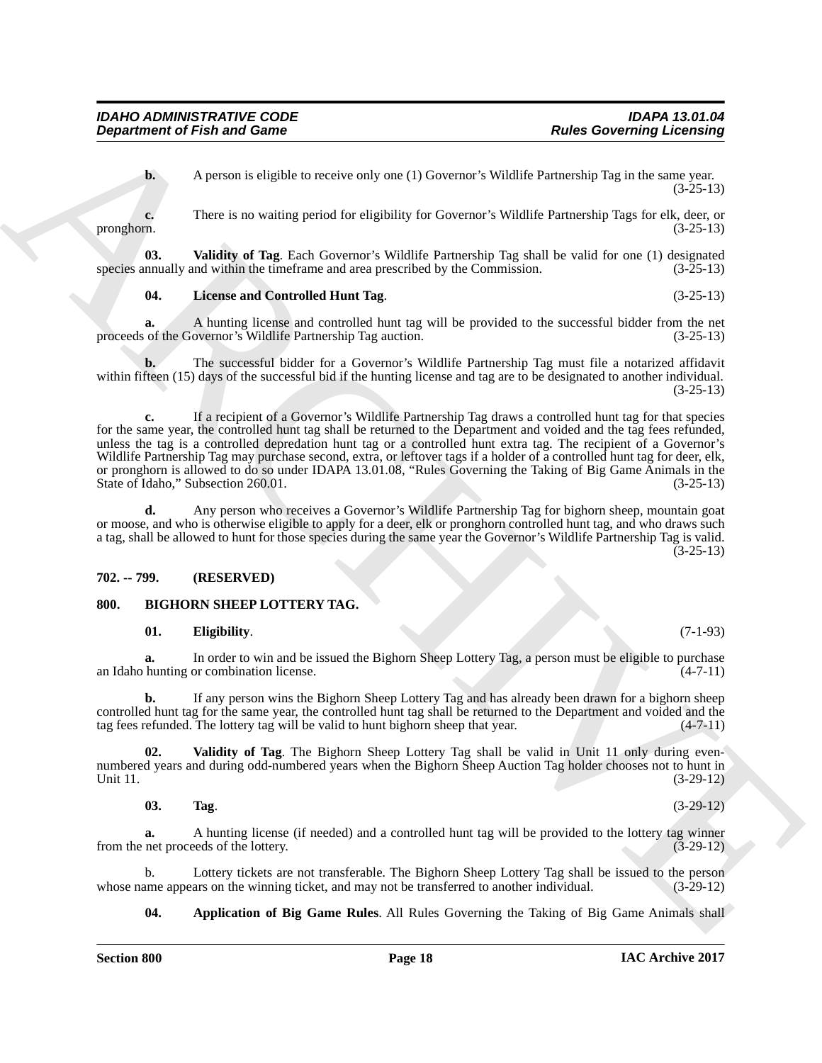**b.** A person is eligible to receive only one (1) Governor's Wildlife Partnership Tag in the same year. (3-25-13)

**c.** There is no waiting period for eligibility for Governor's Wildlife Partnership Tags for elk, deer, or pronghorn. (3-25-13)

**03. Validity of Tag**. Each Governor's Wildlife Partnership Tag shall be valid for one (1) designated species annually and within the timeframe and area prescribed by the Commission. (3-25-13)

**04. License and Controlled Hunt Tag**. (3-25-13)

**a.** A hunting license and controlled hunt tag will be provided to the successful bidder from the net proceeds of the Governor's Wildlife Partnership Tag auction. (3-25-13)

**b.** The successful bidder for a Governor's Wildlife Partnership Tag must file a notarized affidavit within fifteen (15) days of the successful bid if the hunting license and tag are to be designated to another individual. (3-25-13)

**c.** If a recipient of a Governor's Wildlife Partnership Tag draws a controlled hunt tag for that species for the same year, the controlled hunt tag shall be returned to the Department and voided and the tag fees refunded, unless the tag is a controlled depredation hunt tag or a controlled hunt extra tag. The recipient of a Governor's Wildlife Partnership Tag may purchase second, extra, or leftover tags if a holder of a controlled hunt tag for deer, elk, or pronghorn is allowed to do so under IDAPA 13.01.08, "Rules Governing the Taking of Big Game Animals in the State of Idaho," Subsection 260.01. (3-25-13)

**d.** Any person who receives a Governor's Wildlife Partnership Tag for bighorn sheep, mountain goat or moose, and who is otherwise eligible to apply for a deer, elk or pronghorn controlled hunt tag, and who draws such a tag, shall be allowed to hunt for those species during the same year the Governor's Wildlife Partnership Tag is valid. (3-25-13)

**702. -- 799. (RESERVED)**

**800. BIGHORN SHEEP LOTTERY TAG.**

**01. Eligibility**. (7-1-93)

**a.** In order to win and be issued the Bighorn Sheep Lottery Tag, a person must be eligible to purchase an Idaho hunting or combination license. (4-7-11)

**b.** If any person wins the Bighorn Sheep Lottery Tag and has already been drawn for a bighorn sheep controlled hunt tag for the same year, the controlled hunt tag shall be returned to the Department and voided and the tag fees refunded. The lottery tag will be valid to hunt bighorn sheep that year. (4-7-11)

**02. Validity of Tag**. The Bighorn Sheep Lottery Tag shall be valid in Unit 11 only during even-numbered years and during odd-numbered years when the Bighorn Sheep Auction Tag holder chooses not to hunt in Unit 11. (3-29-12)

**03. Tag**. (3-29-12)

**a.** A hunting license (if needed) and a controlled hunt tag will be provided to the lottery tag winner from the net proceeds of the lottery. (3-29-12)

b. Lottery tickets are not transferable. The Bighorn Sheep Lottery Tag shall be issued to the person whose name appears on the winning ticket, and may not be transferred to another individual. (3-29-12)

**04. Application of Big Game Rules**. All Rules Governing the Taking of Big Game Animals shall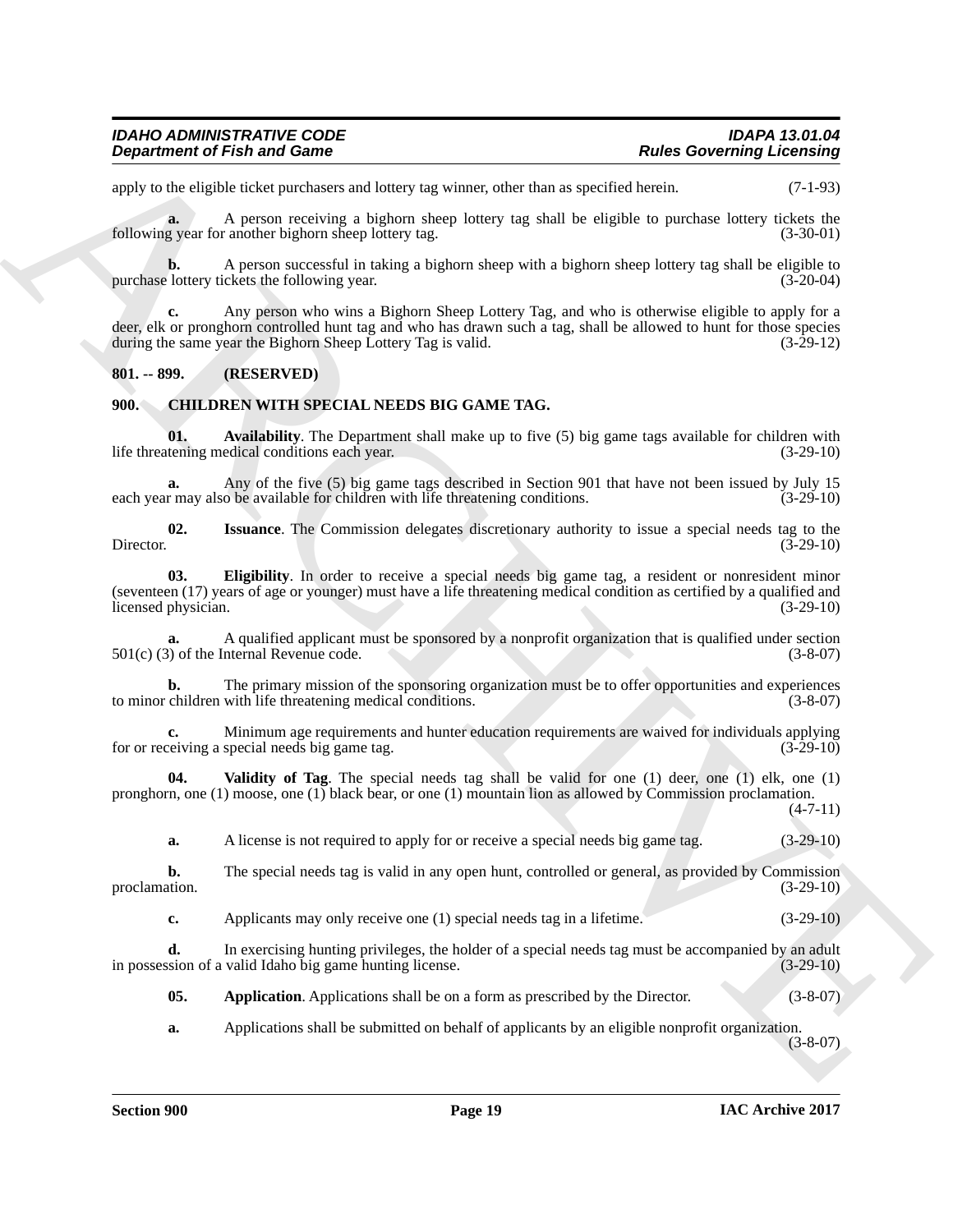apply to the eligible ticket purchasers and lottery tag winner, other than as specified herein. (7-1-93)

**a.** A person receiving a bighorn sheep lottery tag shall be eligible to purchase lottery tickets the following year for another bighorn sheep lottery tag. (3-30-01)

**b.** A person successful in taking a bighorn sheep with a bighorn sheep lottery tag shall be eligible to purchase lottery tickets the following year. (3-20-04)

**c.** Any person who wins a Bighorn Sheep Lottery Tag, and who is otherwise eligible to apply for a deer, elk or pronghorn controlled hunt tag and who has drawn such a tag, shall be allowed to hunt for those species during the same year the Bighorn Sheep Lottery Tag is valid. (3-29-12)

## 801. -- 899. (RESERVED)

## 900. CHILDREN WITH SPECIAL NEEDS BIG GAME TAG.

**01. Availability**. The Department shall make up to five (5) big game tags available for children with life threatening medical conditions each year. (3-29-10)

**a.** Any of the five (5) big game tags described in Section 901 that have not been issued by July 15 each year may also be available for children with life threatening conditions. (3-29-10)

**02. Issuance**. The Commission delegates discretionary authority to issue a special needs tag to the Director. (3-29-10)

**03. Eligibility**. In order to receive a special needs big game tag, a resident or nonresident minor (seventeen (17) years of age or younger) must have a life threatening medical condition as certified by a qualified and licensed physician. (3-29-10)

**a.** A qualified applicant must be sponsored by a nonprofit organization that is qualified under section 501(c) (3) of the Internal Revenue code. (3-8-07)

**b.** The primary mission of the sponsoring organization must be to offer opportunities and experiences to minor children with life threatening medical conditions. (3-8-07)

**c.** Minimum age requirements and hunter education requirements are waived for individuals applying for or receiving a special needs big game tag. (3-29-10)

**04. Validity of Tag**. The special needs tag shall be valid for one (1) deer, one (1) elk, one (1) pronghorn, one (1) moose, one (1) black bear, or one (1) mountain lion as allowed by Commission proclamation. (4-7-11)

**a.** A license is not required to apply for or receive a special needs big game tag. (3-29-10)

**b.** The special needs tag is valid in any open hunt, controlled or general, as provided by Commission proclamation. (3-29-10)

**c.** Applicants may only receive one (1) special needs tag in a lifetime. (3-29-10)

**d.** In exercising hunting privileges, the holder of a special needs tag must be accompanied by an adult in possession of a valid Idaho big game hunting license. (3-29-10)

**05. Application**. Applications shall be on a form as prescribed by the Director. (3-8-07)

**a.** Applications shall be submitted on behalf of applicants by an eligible nonprofit organization. (3-8-07)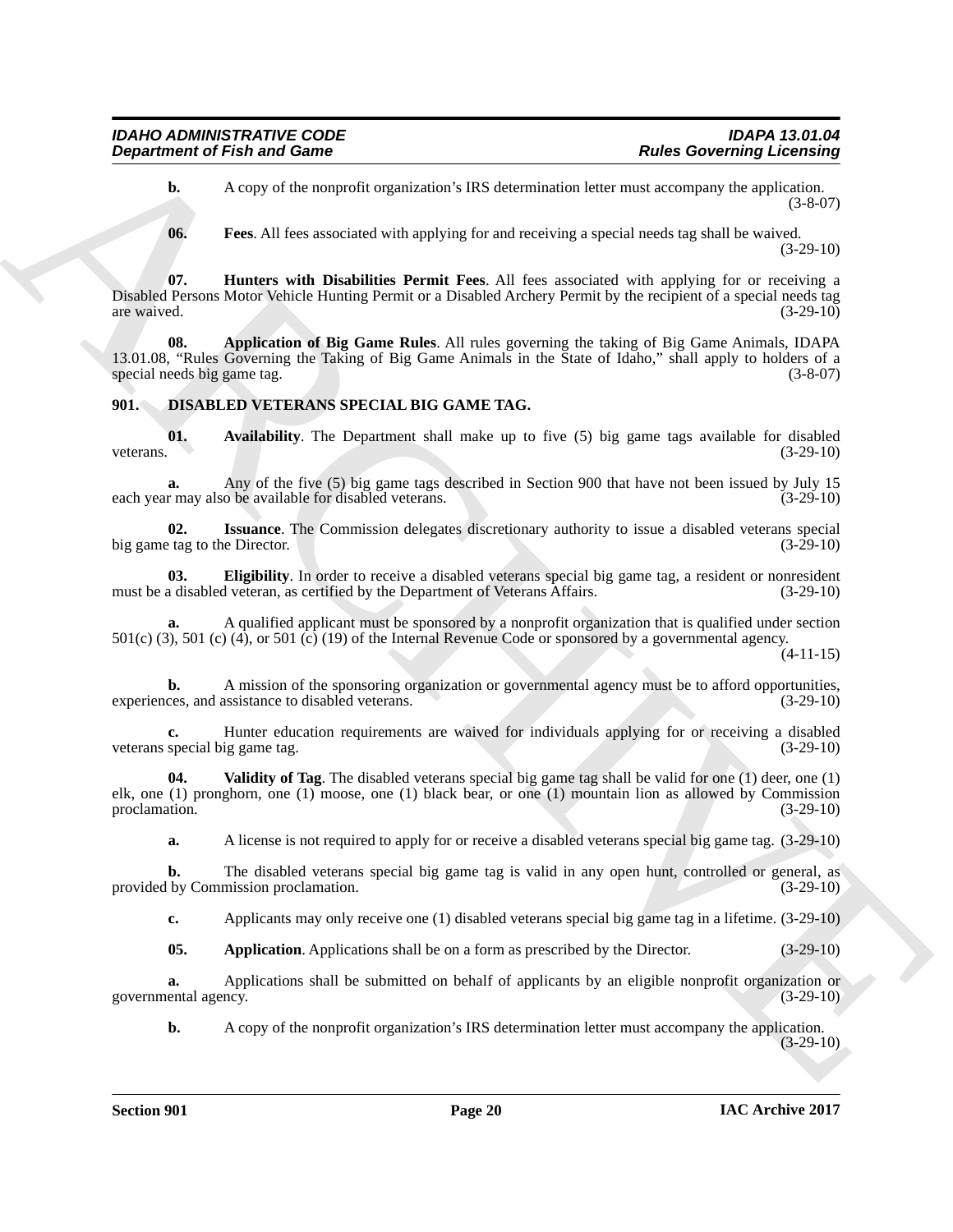**b.** A copy of the nonprofit organization's IRS determination letter must accompany the application. (3-8-07)

**06. Fees**. All fees associated with applying for and receiving a special needs tag shall be waived. (3-29-10)

**07. Hunters with Disabilities Permit Fees**. All fees associated with applying for or receiving a Disabled Persons Motor Vehicle Hunting Permit or a Disabled Archery Permit by the recipient of a special needs tag are waived. (3-29-10)

**08. Application of Big Game Rules**. All rules governing the taking of Big Game Animals, IDAPA 13.01.08, "Rules Governing the Taking of Big Game Animals in the State of Idaho," shall apply to holders of a special needs big game tag. (3-8-07)

## 901. DISABLED VETERANS SPECIAL BIG GAME TAG.

**01. Availability**. The Department shall make up to five (5) big game tags available for disabled veterans. (3-29-10)

**a.** Any of the five (5) big game tags described in Section 900 that have not been issued by July 15 each year may also be available for disabled veterans. (3-29-10)

**02. Issuance**. The Commission delegates discretionary authority to issue a disabled veterans special big game tag to the Director. (3-29-10)

**03. Eligibility**. In order to receive a disabled veterans special big game tag, a resident or nonresident must be a disabled veteran, as certified by the Department of Veterans Affairs. (3-29-10)

**a.** A qualified applicant must be sponsored by a nonprofit organization that is qualified under section 501(c) (3), 501 (c) (4), or 501 (c) (19) of the Internal Revenue Code or sponsored by a governmental agency. (4-11-15)

**b.** A mission of the sponsoring organization or governmental agency must be to afford opportunities, experiences, and assistance to disabled veterans. (3-29-10)

**c.** Hunter education requirements are waived for individuals applying for or receiving a disabled veterans special big game tag. (3-29-10)

**04. Validity of Tag**. The disabled veterans special big game tag shall be valid for one (1) deer, one (1) elk, one (1) pronghorn, one (1) moose, one (1) black bear, or one (1) mountain lion as allowed by Commission proclamation. (3-29-10)

**a.** A license is not required to apply for or receive a disabled veterans special big game tag. (3-29-10)

**b.** The disabled veterans special big game tag is valid in any open hunt, controlled or general, as provided by Commission proclamation. (3-29-10)

**c.** Applicants may only receive one (1) disabled veterans special big game tag in a lifetime. (3-29-10)

**05. Application**. Applications shall be on a form as prescribed by the Director. (3-29-10)

**a.** Applications shall be submitted on behalf of applicants by an eligible nonprofit organization or governmental agency. (3-29-10)

**b.** A copy of the nonprofit organization's IRS determination letter must accompany the application. (3-29-10)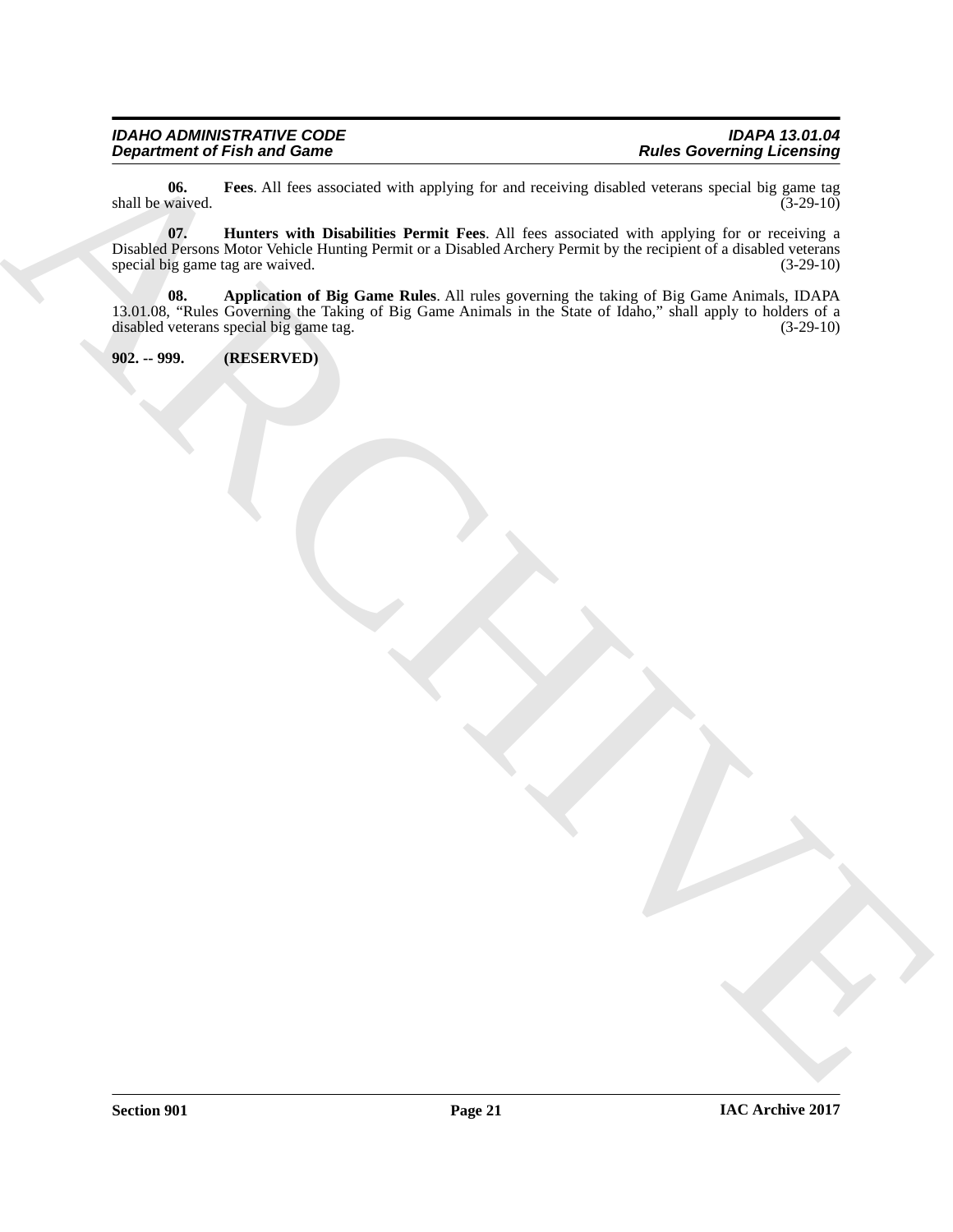**06. Fees**. All fees associated with applying for and receiving disabled veterans special big game tag shall be waived. (3-29-10)

**07. Hunters with Disabilities Permit Fees**. All fees associated with applying for or receiving a Disabled Persons Motor Vehicle Hunting Permit or a Disabled Archery Permit by the recipient of a disabled veterans special big game tag are waived. (3-29-10)

**08. Application of Big Game Rules**. All rules governing the taking of Big Game Animals, IDAPA 13.01.08, "Rules Governing the Taking of Big Game Animals in the State of Idaho," shall apply to holders of a disabled veterans special big game tag. (3-29-10)

**902. -- 999. (RESERVED)**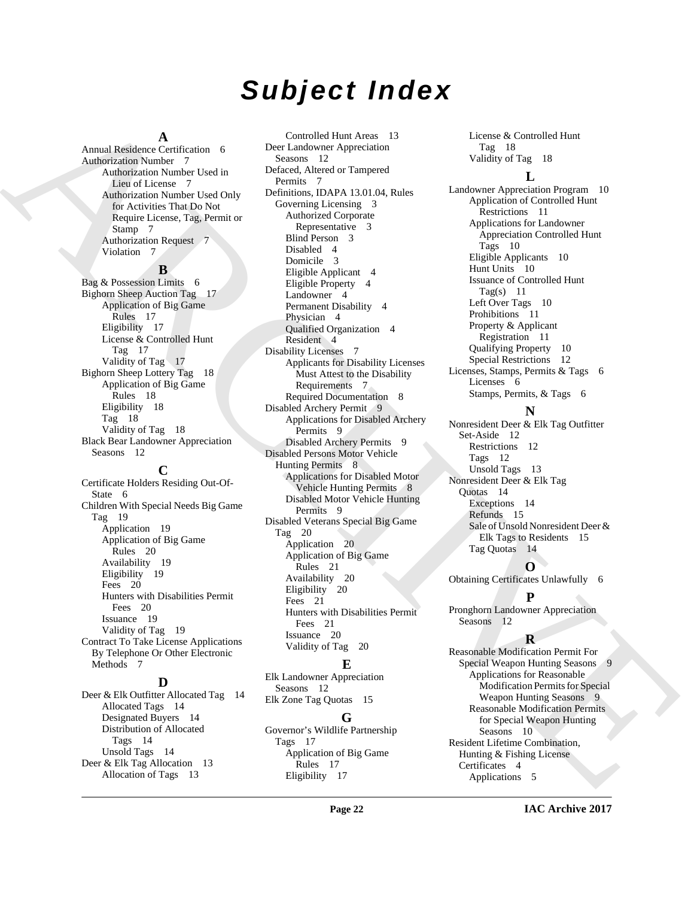# Subject Index

**A**

Annual Residence Certification 6
Authorization Number 7
- Authorization Number Used in Lieu of License 7
- Authorization Number Used Only for Activities That Do Not Require License, Tag, Permit or Stamp 7
- Authorization Request 7
- Violation 7

**B**

Bag & Possession Limits 6
Bighorn Sheep Auction Tag 17
- Application of Big Game Rules 17
- Eligibility 17
- License & Controlled Hunt Tag 17
- Validity of Tag 17

Bighorn Sheep Lottery Tag 18
- Application of Big Game Rules 18
- Eligibility 18
- Tag 18
- Validity of Tag 18

Black Bear Landowner Appreciation Seasons 12

**C**

Certificate Holders Residing Out-Of-State 6
Children With Special Needs Big Game Tag 19
- Application 19
- Application of Big Game Rules 20
- Availability 19
- Eligibility 19
- Fees 20
- Hunters with Disabilities Permit Fees 20
- Issuance 19
- Validity of Tag 19

Contract To Take License Applications By Telephone Or Other Electronic Methods 7

**D**

Deer & Elk Outfitter Allocated Tag 14
- Allocated Tags 14
- Designated Buyers 14
- Distribution of Allocated Tags 14
- Unsold Tags 14

Deer & Elk Tag Allocation 13
- Allocation of Tags 13
- Controlled Hunt Areas 13

Deer Landowner Appreciation Seasons 12
Defaced, Altered or Tampered Permits 7
Definitions, IDAPA 13.01.04, Rules Governing Licensing 3
- Authorized Corporate Representative 3
- Blind Person 3
- Disabled 4
- Domicile 3
- Eligible Applicant 4
- Eligible Property 4
- Landowner 4
- Permanent Disability 4
- Physician 4
- Qualified Organization 4
- Resident 4

Disability Licenses 7
- Applicants for Disability Licenses Must Attest to the Disability Requirements 7
- Required Documentation 8

Disabled Archery Permit 9
- Applications for Disabled Archery Permits 9
- Disabled Archery Permits 9

Disabled Persons Motor Vehicle Hunting Permits 8
- Applications for Disabled Motor Vehicle Hunting Permits 8
- Disabled Motor Vehicle Hunting Permits 9

Disabled Veterans Special Big Game Tag 20
- Application 20
- Application of Big Game Rules 21
- Availability 20
- Eligibility 20
- Fees 21
- Hunters with Disabilities Permit Fees 21
- Issuance 20
- Validity of Tag 20

**E**

Elk Landowner Appreciation Seasons 12
Elk Zone Tag Quotas 15

**G**

Governor's Wildlife Partnership Tags 17
- Application of Big Game Rules 17
- Eligibility 17
- License & Controlled Hunt Tag 18
- Validity of Tag 18

**L**

Landowner Appreciation Program 10
- Application of Controlled Hunt Restrictions 11
- Applications for Landowner Appreciation Controlled Hunt Tags 10
- Eligible Applicants 10
- Hunt Units 10
- Issuance of Controlled Hunt Tag(s) 11
- Left Over Tags 10
- Prohibitions 11
- Property & Applicant Registration 11
- Qualifying Property 10
- Special Restrictions 12

Licenses, Stamps, Permits & Tags 6
- Licenses 6
- Stamps, Permits, & Tags 6

**N**

Nonresident Deer & Elk Tag Outfitter Set-Aside 12
- Restrictions 12
- Tags 12
- Unsold Tags 13

Nonresident Deer & Elk Tag Quotas 14
- Exceptions 14
- Refunds 15
- Sale of Unsold Nonresident Deer & Elk Tags to Residents 15
- Tag Quotas 14

**O**

Obtaining Certificates Unlawfully 6

**P**

Pronghorn Landowner Appreciation Seasons 12

**R**

Reasonable Modification Permit For Special Weapon Hunting Seasons 9
- Applications for Reasonable Modification Permits for Special Weapon Hunting Seasons 9
- Reasonable Modification Permits for Special Weapon Hunting Seasons 10

Resident Lifetime Combination, Hunting & Fishing License Certificates 4
- Applications 5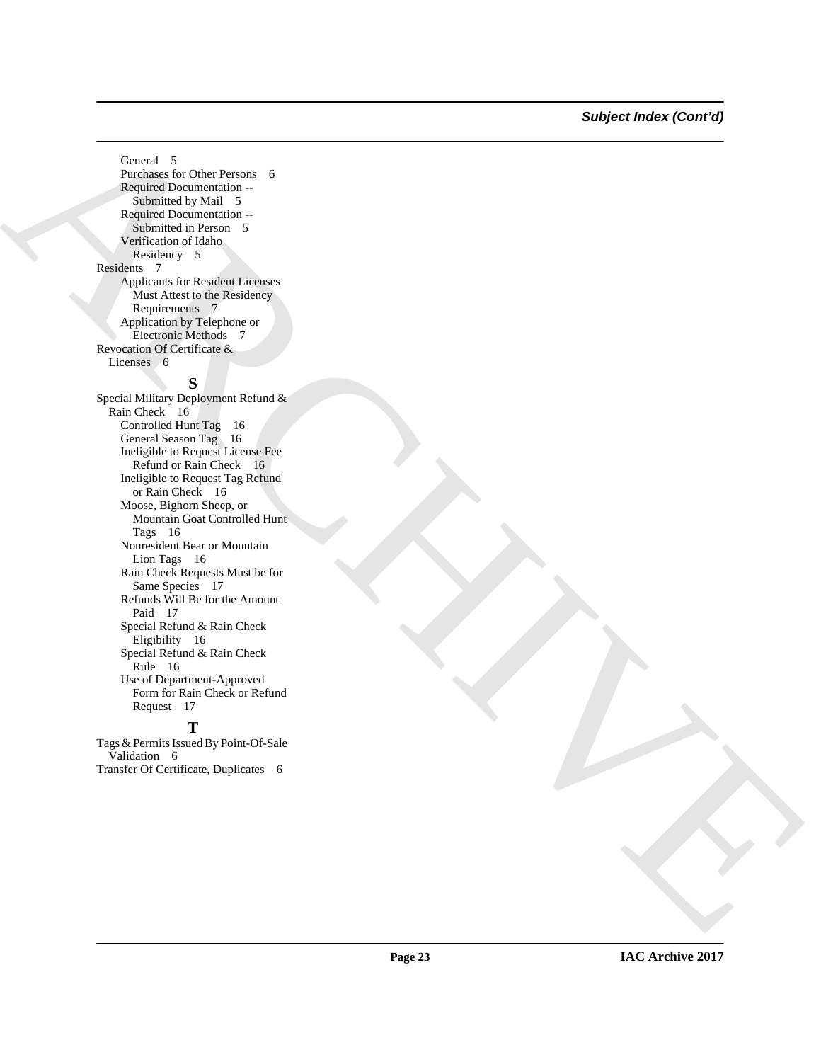General 5
Purchases for Other Persons 6
Required Documentation -- Submitted by Mail 5
Required Documentation -- Submitted in Person 5
Verification of Idaho Residency 5

Residents 7
Applicants for Resident Licenses Must Attest to the Residency Requirements 7
Application by Telephone or Electronic Methods 7

Revocation Of Certificate & Licenses 6

## S

Special Military Deployment Refund & Rain Check 16
Controlled Hunt Tag 16
General Season Tag 16
Ineligible to Request License Fee Refund or Rain Check 16
Ineligible to Request Tag Refund or Rain Check 16
Moose, Bighorn Sheep, or Mountain Goat Controlled Hunt Tags 16
Nonresident Bear or Mountain Lion Tags 16
Rain Check Requests Must be for Same Species 17
Refunds Will Be for the Amount Paid 17
Special Refund & Rain Check Eligibility 16
Special Refund & Rain Check Rule 16
Use of Department-Approved Form for Rain Check or Refund Request 17

## T

Tags & Permits Issued By Point-Of-Sale Validation 6
Transfer Of Certificate, Duplicates 6